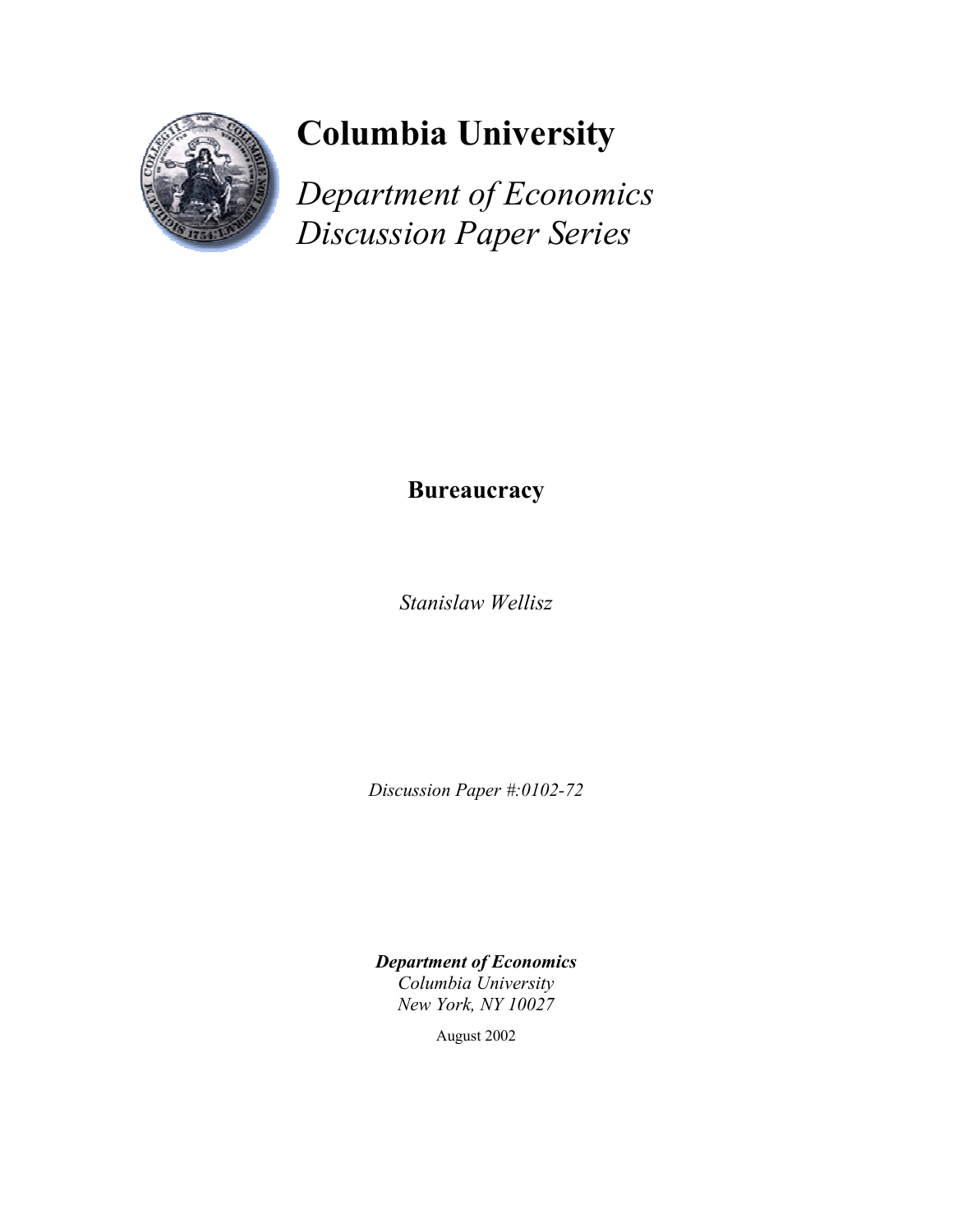# Columbia University

*Department of Economics*
*Discussion Paper Series*

**Bureaucracy**

*Stanislaw Wellisz*

*Discussion Paper #:0102-72*

***Department of Economics***
*Columbia University*
*New York, NY 10027*

August 2002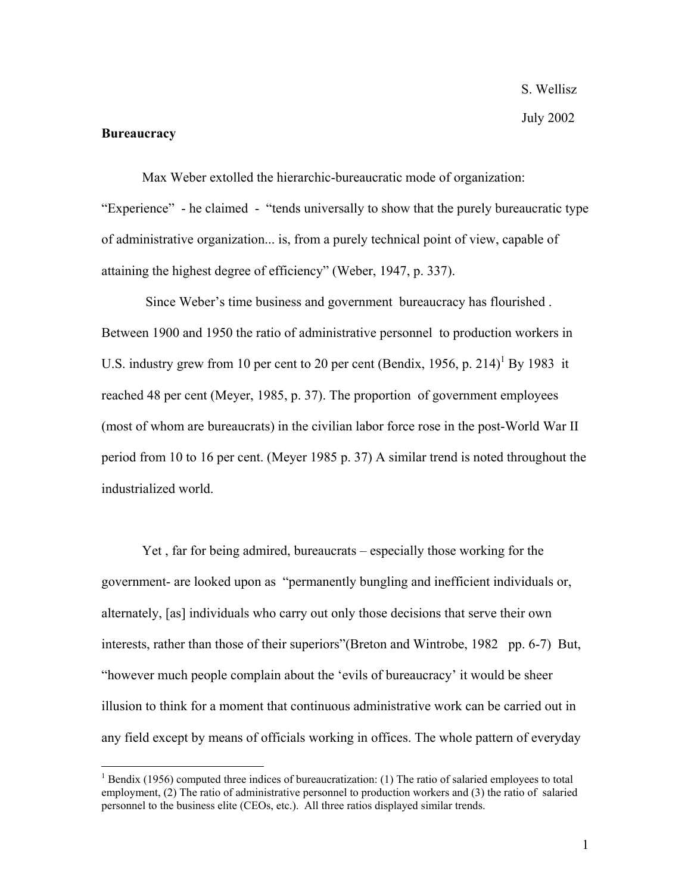S. Wellisz

July 2002

**Bureaucracy**

Max Weber extolled the hierarchic-bureaucratic mode of organization: "Experience" - he claimed - "tends universally to show that the purely bureaucratic type of administrative organization... is, from a purely technical point of view, capable of attaining the highest degree of efficiency" (Weber, 1947, p. 337).

Since Weber's time business and government bureaucracy has flourished . Between 1900 and 1950 the ratio of administrative personnel to production workers in U.S. industry grew from 10 per cent to 20 per cent (Bendix, 1956, p. 214)[1] By 1983 it reached 48 per cent (Meyer, 1985, p. 37). The proportion of government employees (most of whom are bureaucrats) in the civilian labor force rose in the post-World War II period from 10 to 16 per cent. (Meyer 1985 p. 37) A similar trend is noted throughout the industrialized world.

Yet , far for being admired, bureaucrats – especially those working for the government- are looked upon as "permanently bungling and inefficient individuals or, alternately, [as] individuals who carry out only those decisions that serve their own interests, rather than those of their superiors"(Breton and Wintrobe, 1982 pp. 6-7) But, "however much people complain about the 'evils of bureaucracy' it would be sheer illusion to think for a moment that continuous administrative work can be carried out in any field except by means of officials working in offices. The whole pattern of everyday

[1] Bendix (1956) computed three indices of bureaucratization: (1) The ratio of salaried employees to total employment, (2) The ratio of administrative personnel to production workers and (3) the ratio of salaried personnel to the business elite (CEOs, etc.). All three ratios displayed similar trends.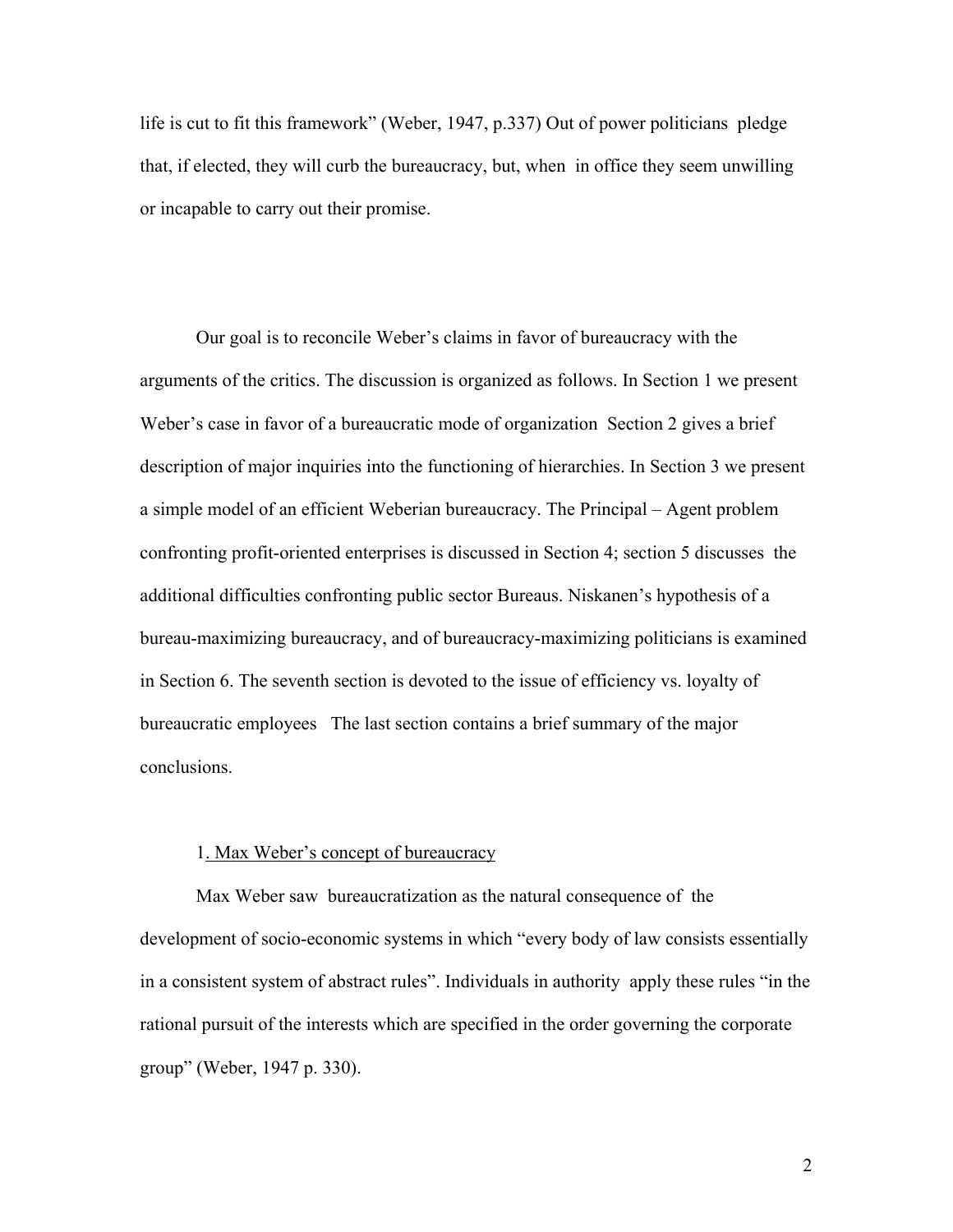life is cut to fit this framework" (Weber, 1947, p.337) Out of power politicians pledge that, if elected, they will curb the bureaucracy, but, when in office they seem unwilling or incapable to carry out their promise.

Our goal is to reconcile Weber's claims in favor of bureaucracy with the arguments of the critics. The discussion is organized as follows. In Section 1 we present Weber's case in favor of a bureaucratic mode of organization Section 2 gives a brief description of major inquiries into the functioning of hierarchies. In Section 3 we present a simple model of an efficient Weberian bureaucracy. The Principal – Agent problem confronting profit-oriented enterprises is discussed in Section 4; section 5 discusses the additional difficulties confronting public sector Bureaus. Niskanen's hypothesis of a bureau-maximizing bureaucracy, and of bureaucracy-maximizing politicians is examined in Section 6. The seventh section is devoted to the issue of efficiency vs. loyalty of bureaucratic employees The last section contains a brief summary of the major conclusions.

## 1. Max Weber's concept of bureaucracy

Max Weber saw bureaucratization as the natural consequence of the development of socio-economic systems in which "every body of law consists essentially in a consistent system of abstract rules". Individuals in authority apply these rules "in the rational pursuit of the interests which are specified in the order governing the corporate group" (Weber, 1947 p. 330).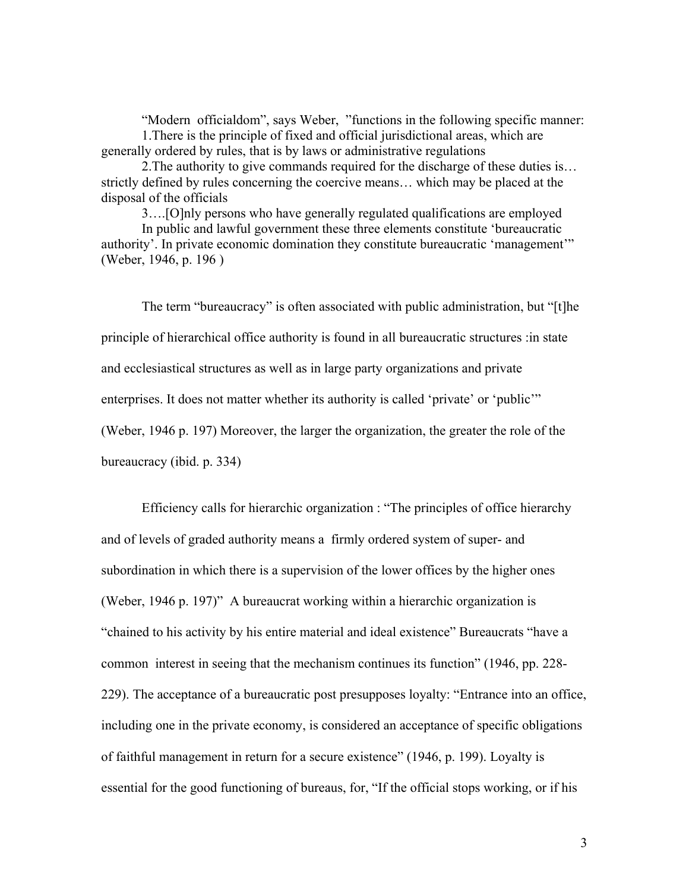"Modern officialdom", says Weber, "functions in the following specific manner:

1.There is the principle of fixed and official jurisdictional areas, which are generally ordered by rules, that is by laws or administrative regulations

2.The authority to give commands required for the discharge of these duties is… strictly defined by rules concerning the coercive means… which may be placed at the disposal of the officials

3….[O]nly persons who have generally regulated qualifications are employed

In public and lawful government these three elements constitute 'bureaucratic authority'. In private economic domination they constitute bureaucratic 'management'" (Weber, 1946, p. 196 )

The term "bureaucracy" is often associated with public administration, but "[t]he principle of hierarchical office authority is found in all bureaucratic structures :in state and ecclesiastical structures as well as in large party organizations and private enterprises. It does not matter whether its authority is called 'private' or 'public'" (Weber, 1946 p. 197) Moreover, the larger the organization, the greater the role of the bureaucracy (ibid. p. 334)

Efficiency calls for hierarchic organization : "The principles of office hierarchy and of levels of graded authority means a firmly ordered system of super- and subordination in which there is a supervision of the lower offices by the higher ones (Weber, 1946 p. 197)" A bureaucrat working within a hierarchic organization is "chained to his activity by his entire material and ideal existence" Bureaucrats "have a common interest in seeing that the mechanism continues its function" (1946, pp. 228-229). The acceptance of a bureaucratic post presupposes loyalty: "Entrance into an office, including one in the private economy, is considered an acceptance of specific obligations of faithful management in return for a secure existence" (1946, p. 199). Loyalty is essential for the good functioning of bureaus, for, "If the official stops working, or if his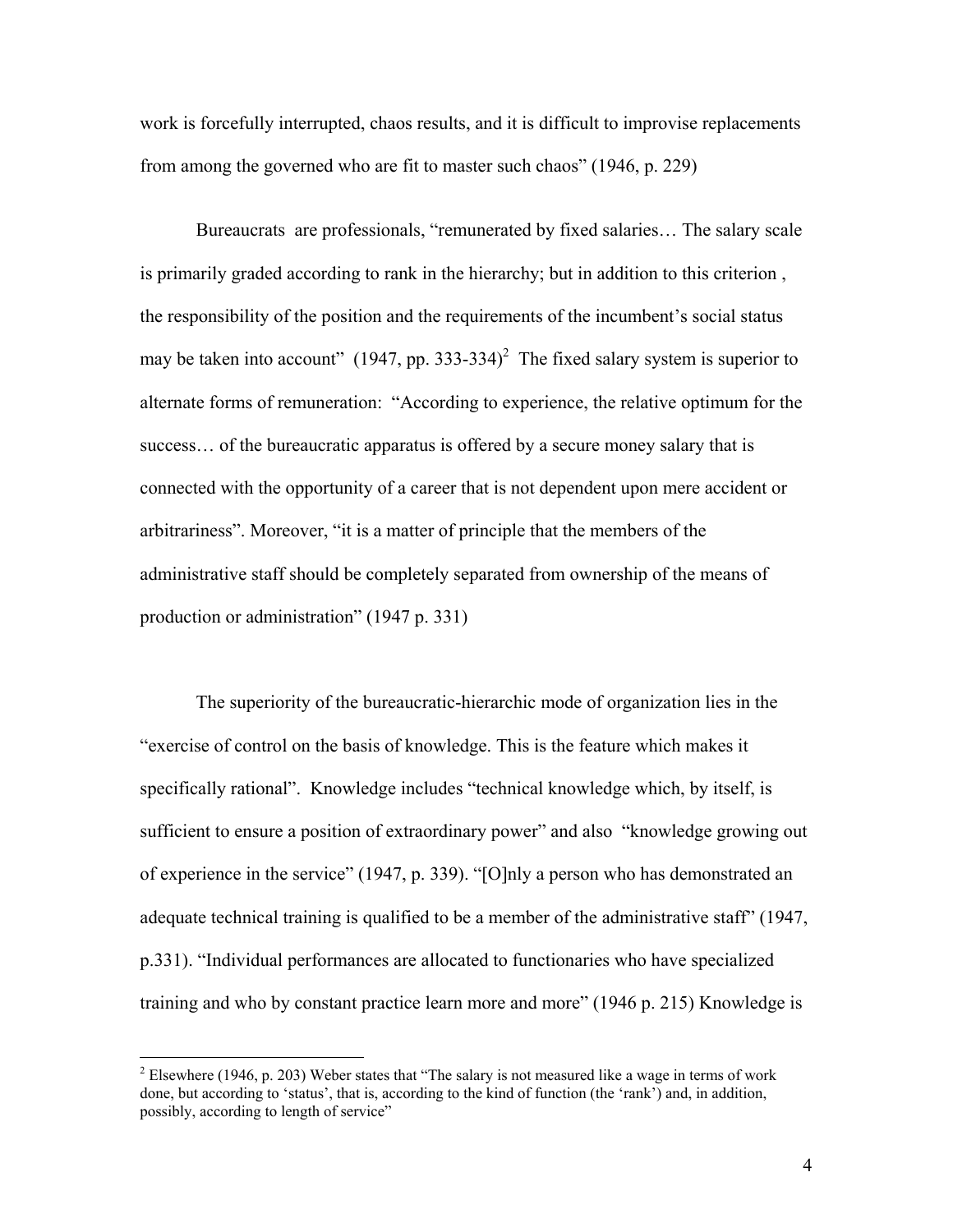work is forcefully interrupted, chaos results, and it is difficult to improvise replacements from among the governed who are fit to master such chaos" (1946, p. 229)

Bureaucrats are professionals, "remunerated by fixed salaries… The salary scale is primarily graded according to rank in the hierarchy; but in addition to this criterion , the responsibility of the position and the requirements of the incumbent's social status may be taken into account" (1947, pp. 333-334)[2] The fixed salary system is superior to alternate forms of remuneration: "According to experience, the relative optimum for the success… of the bureaucratic apparatus is offered by a secure money salary that is connected with the opportunity of a career that is not dependent upon mere accident or arbitrariness". Moreover, "it is a matter of principle that the members of the administrative staff should be completely separated from ownership of the means of production or administration" (1947 p. 331)

The superiority of the bureaucratic-hierarchic mode of organization lies in the "exercise of control on the basis of knowledge. This is the feature which makes it specifically rational". Knowledge includes "technical knowledge which, by itself, is sufficient to ensure a position of extraordinary power" and also "knowledge growing out of experience in the service" (1947, p. 339). "[O]nly a person who has demonstrated an adequate technical training is qualified to be a member of the administrative staff" (1947, p.331). "Individual performances are allocated to functionaries who have specialized training and who by constant practice learn more and more" (1946 p. 215) Knowledge is

[2] Elsewhere (1946, p. 203) Weber states that "The salary is not measured like a wage in terms of work done, but according to 'status', that is, according to the kind of function (the 'rank') and, in addition, possibly, according to length of service"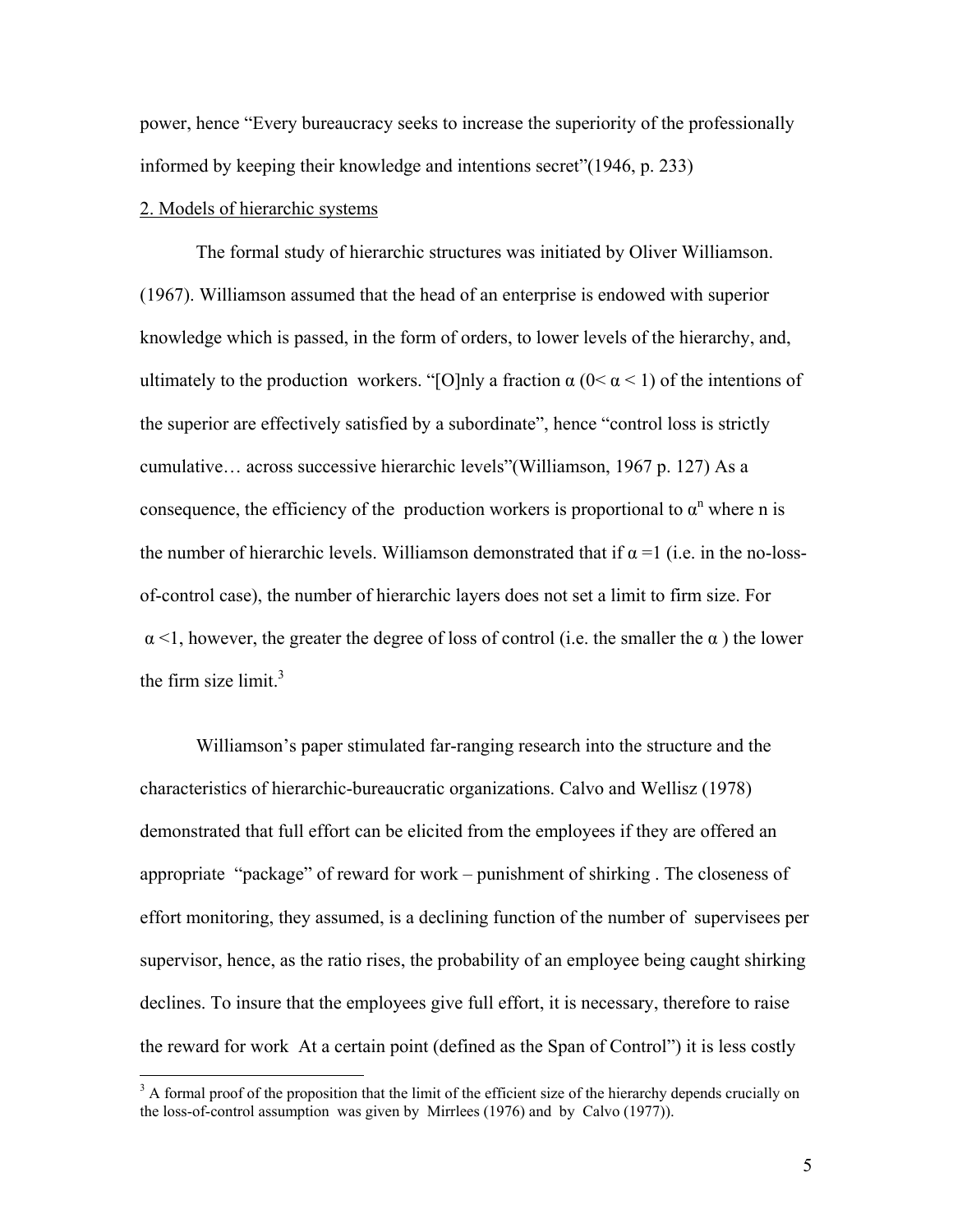power, hence “Every bureaucracy seeks to increase the superiority of the professionally informed by keeping their knowledge and intentions secret”(1946, p. 233)

## 2. Models of hierarchic systems

The formal study of hierarchic structures was initiated by Oliver Williamson. (1967). Williamson assumed that the head of an enterprise is endowed with superior knowledge which is passed, in the form of orders, to lower levels of the hierarchy, and, ultimately to the production workers. “[O]nly a fraction $\alpha$ ($0 < \alpha < 1$) of the intentions of the superior are effectively satisfied by a subordinate”, hence “control loss is strictly cumulative… across successive hierarchic levels”(Williamson, 1967 p. 127) As a consequence, the efficiency of the production workers is proportional to $\alpha^n$ where n is the number of hierarchic levels. Williamson demonstrated that if $\alpha = 1$ (i.e. in the no-loss-of-control case), the number of hierarchic layers does not set a limit to firm size. For $\alpha < 1$, however, the greater the degree of loss of control (i.e. the smaller the $\alpha$ ) the lower the firm size limit.[3]

Williamson’s paper stimulated far-ranging research into the structure and the characteristics of hierarchic-bureaucratic organizations. Calvo and Wellisz (1978) demonstrated that full effort can be elicited from the employees if they are offered an appropriate “package” of reward for work – punishment of shirking . The closeness of effort monitoring, they assumed, is a declining function of the number of supervisees per supervisor, hence, as the ratio rises, the probability of an employee being caught shirking declines. To insure that the employees give full effort, it is necessary, therefore to raise the reward for work At a certain point (defined as the Span of Control”) it is less costly

[3] A formal proof of the proposition that the limit of the efficient size of the hierarchy depends crucially on the loss-of-control assumption was given by Mirrlees (1976) and by Calvo (1977)).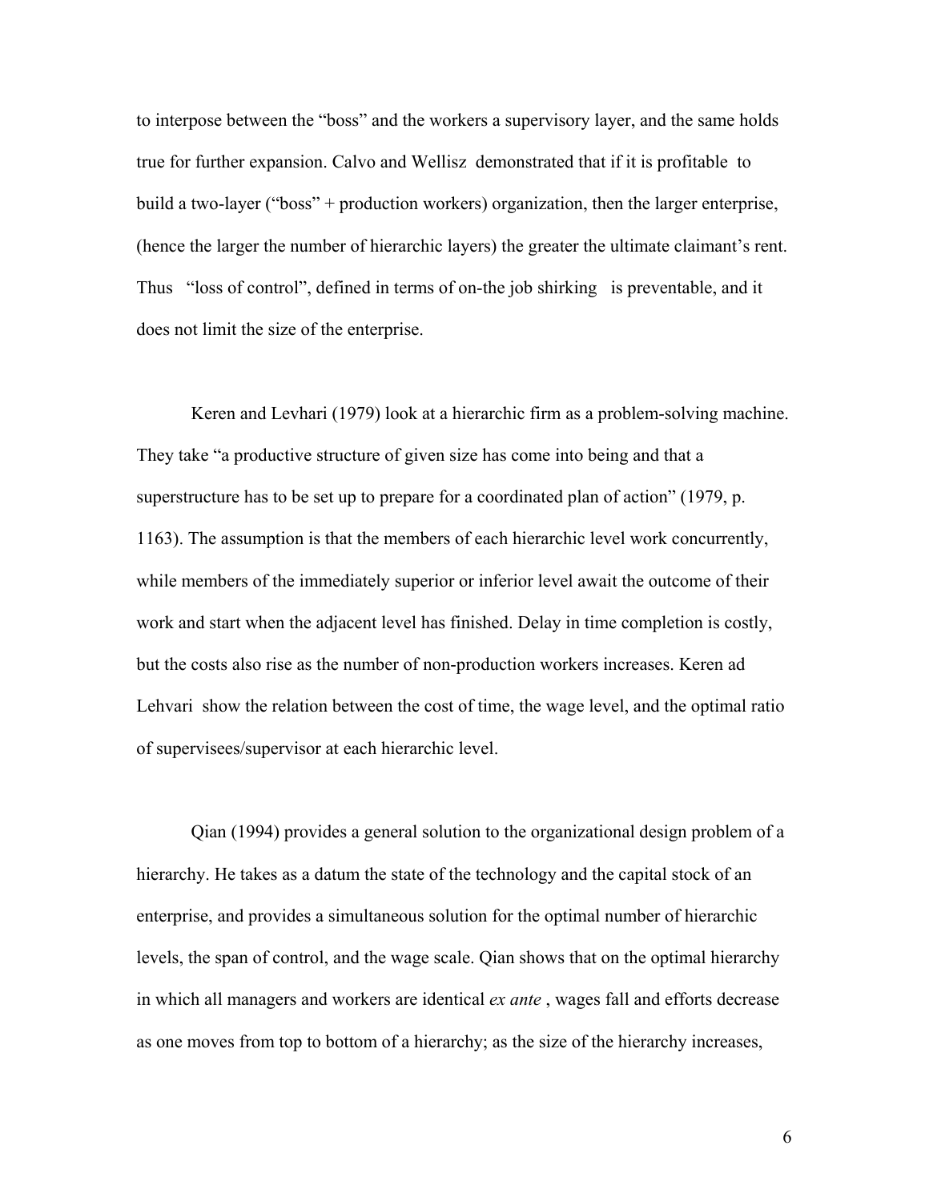to interpose between the "boss" and the workers a supervisory layer, and the same holds true for further expansion. Calvo and Wellisz demonstrated that if it is profitable to build a two-layer ("boss" + production workers) organization, then the larger enterprise, (hence the larger the number of hierarchic layers) the greater the ultimate claimant's rent. Thus "loss of control", defined in terms of on-the job shirking is preventable, and it does not limit the size of the enterprise.

Keren and Levhari (1979) look at a hierarchic firm as a problem-solving machine. They take "a productive structure of given size has come into being and that a superstructure has to be set up to prepare for a coordinated plan of action" (1979, p. 1163). The assumption is that the members of each hierarchic level work concurrently, while members of the immediately superior or inferior level await the outcome of their work and start when the adjacent level has finished. Delay in time completion is costly, but the costs also rise as the number of non-production workers increases. Keren ad Lehvari show the relation between the cost of time, the wage level, and the optimal ratio of supervisees/supervisor at each hierarchic level.

Qian (1994) provides a general solution to the organizational design problem of a hierarchy. He takes as a datum the state of the technology and the capital stock of an enterprise, and provides a simultaneous solution for the optimal number of hierarchic levels, the span of control, and the wage scale. Qian shows that on the optimal hierarchy in which all managers and workers are identical *ex ante* , wages fall and efforts decrease as one moves from top to bottom of a hierarchy; as the size of the hierarchy increases,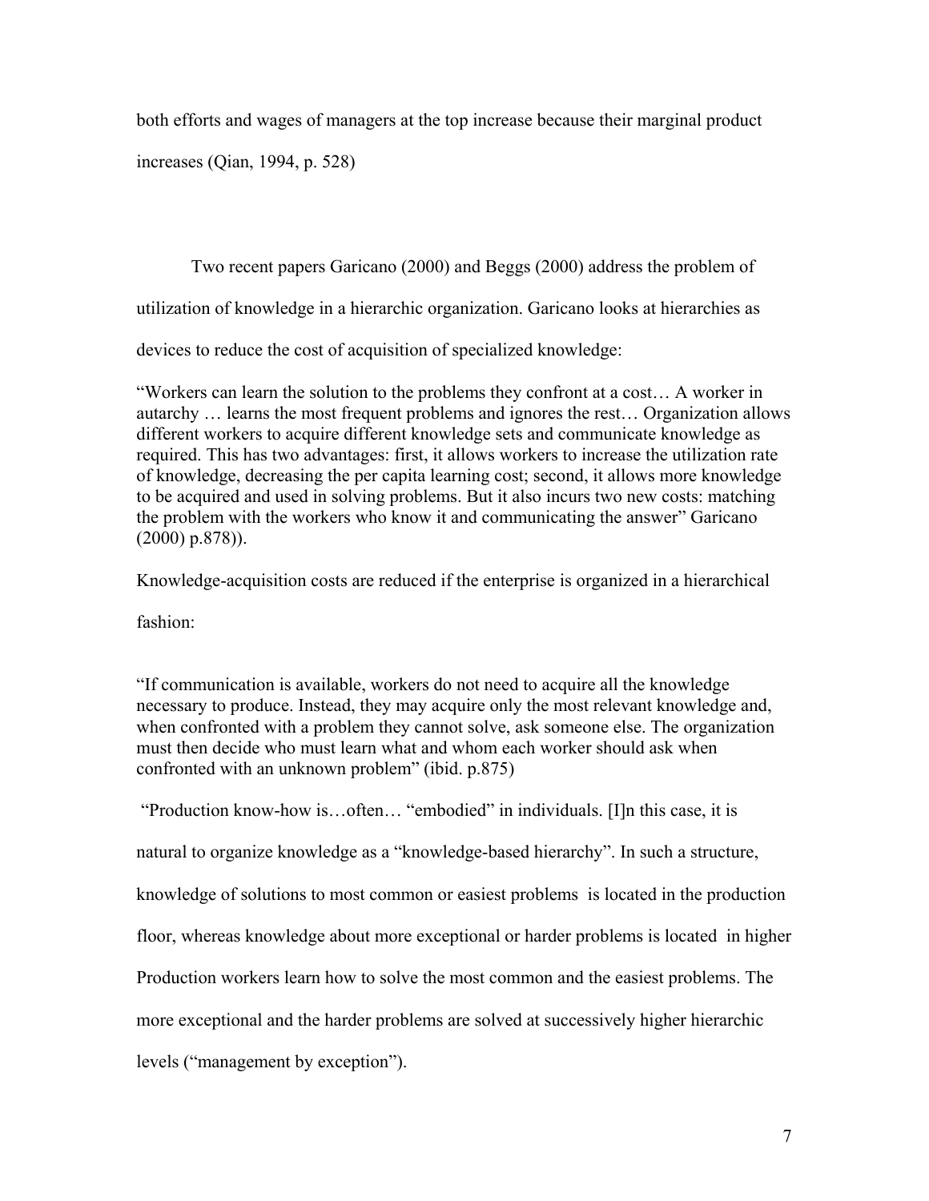both efforts and wages of managers at the top increase because their marginal product increases (Qian, 1994, p. 528)

Two recent papers Garicano (2000) and Beggs (2000) address the problem of utilization of knowledge in a hierarchic organization. Garicano looks at hierarchies as devices to reduce the cost of acquisition of specialized knowledge:

> "Workers can learn the solution to the problems they confront at a cost… A worker in autarchy … learns the most frequent problems and ignores the rest… Organization allows different workers to acquire different knowledge sets and communicate knowledge as required. This has two advantages: first, it allows workers to increase the utilization rate of knowledge, decreasing the per capita learning cost; second, it allows more knowledge to be acquired and used in solving problems. But it also incurs two new costs: matching the problem with the workers who know it and communicating the answer" Garicano (2000) p.878)).

Knowledge-acquisition costs are reduced if the enterprise is organized in a hierarchical fashion:

> "If communication is available, workers do not need to acquire all the knowledge necessary to produce. Instead, they may acquire only the most relevant knowledge and, when confronted with a problem they cannot solve, ask someone else. The organization must then decide who must learn what and whom each worker should ask when confronted with an unknown problem" (ibid. p.875)

"Production know-how is…often… "embodied" in individuals. [I]n this case, it is natural to organize knowledge as a "knowledge-based hierarchy". In such a structure, knowledge of solutions to most common or easiest problems is located in the production floor, whereas knowledge about more exceptional or harder problems is located in higher Production workers learn how to solve the most common and the easiest problems. The more exceptional and the harder problems are solved at successively higher hierarchic levels ("management by exception").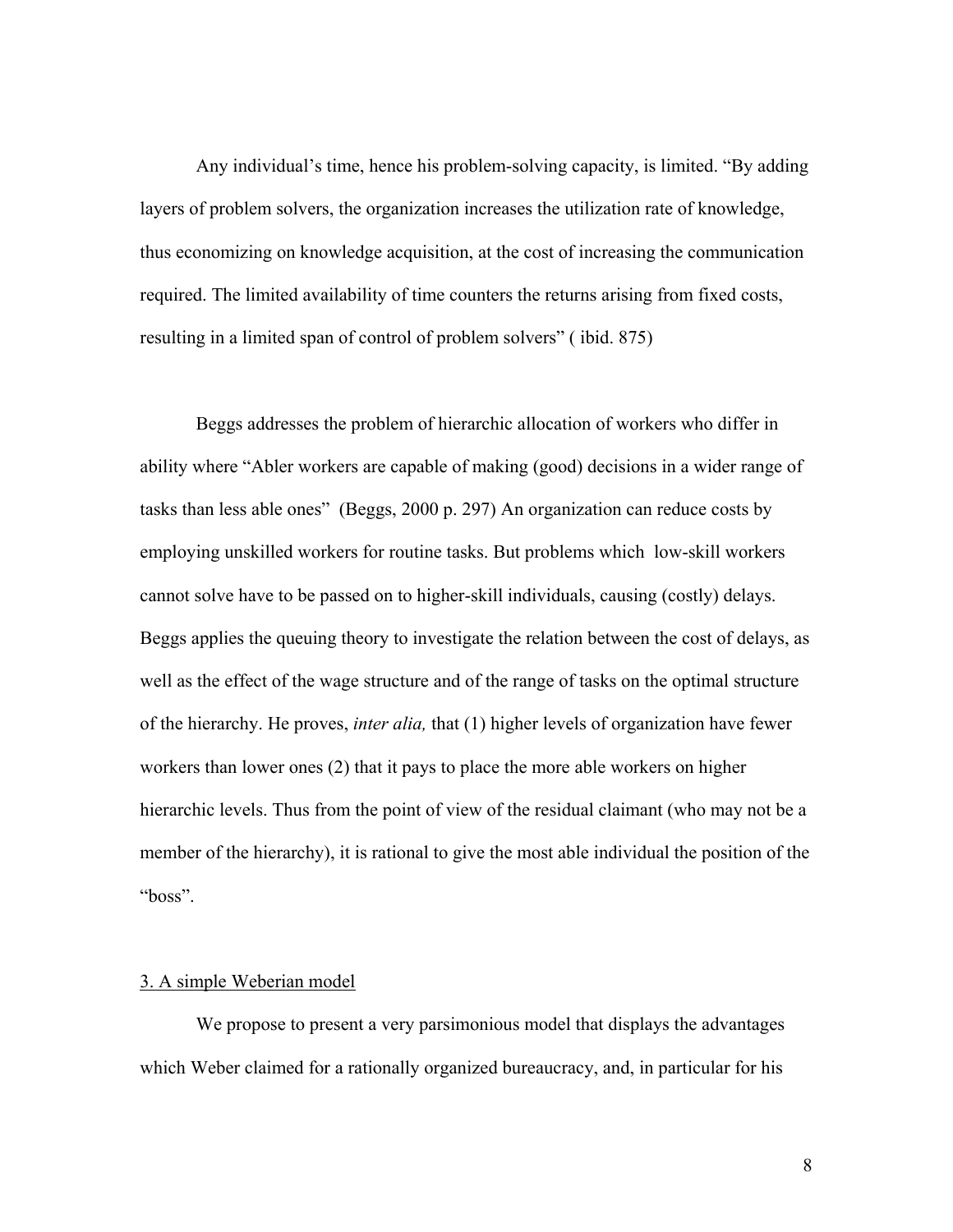Any individual's time, hence his problem-solving capacity, is limited. "By adding layers of problem solvers, the organization increases the utilization rate of knowledge, thus economizing on knowledge acquisition, at the cost of increasing the communication required. The limited availability of time counters the returns arising from fixed costs, resulting in a limited span of control of problem solvers" ( ibid. 875)

Beggs addresses the problem of hierarchic allocation of workers who differ in ability where "Abler workers are capable of making (good) decisions in a wider range of tasks than less able ones" (Beggs, 2000 p. 297) An organization can reduce costs by employing unskilled workers for routine tasks. But problems which low-skill workers cannot solve have to be passed on to higher-skill individuals, causing (costly) delays. Beggs applies the queuing theory to investigate the relation between the cost of delays, as well as the effect of the wage structure and of the range of tasks on the optimal structure of the hierarchy. He proves, *inter alia,* that (1) higher levels of organization have fewer workers than lower ones (2) that it pays to place the more able workers on higher hierarchic levels. Thus from the point of view of the residual claimant (who may not be a member of the hierarchy), it is rational to give the most able individual the position of the "boss".

## 3. A simple Weberian model

We propose to present a very parsimonious model that displays the advantages which Weber claimed for a rationally organized bureaucracy, and, in particular for his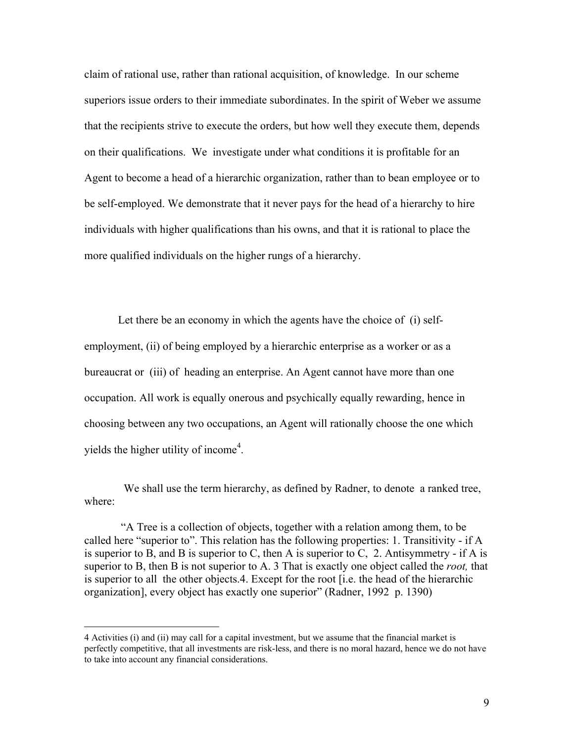claim of rational use, rather than rational acquisition, of knowledge. In our scheme superiors issue orders to their immediate subordinates. In the spirit of Weber we assume that the recipients strive to execute the orders, but how well they execute them, depends on their qualifications. We investigate under what conditions it is profitable for an Agent to become a head of a hierarchic organization, rather than to bean employee or to be self-employed. We demonstrate that it never pays for the head of a hierarchy to hire individuals with higher qualifications than his owns, and that it is rational to place the more qualified individuals on the higher rungs of a hierarchy.

Let there be an economy in which the agents have the choice of (i) self-employment, (ii) of being employed by a hierarchic enterprise as a worker or as a bureaucrat or (iii) of heading an enterprise. An Agent cannot have more than one occupation. All work is equally onerous and psychically equally rewarding, hence in choosing between any two occupations, an Agent will rationally choose the one which yields the higher utility of income[4].

We shall use the term hierarchy, as defined by Radner, to denote a ranked tree, where:

"A Tree is a collection of objects, together with a relation among them, to be called here "superior to". This relation has the following properties: 1. Transitivity - if A is superior to B, and B is superior to C, then A is superior to C, 2. Antisymmetry - if A is superior to B, then B is not superior to A. 3 That is exactly one object called the *root,* that is superior to all the other objects.4. Except for the root [i.e. the head of the hierarchic organization], every object has exactly one superior" (Radner, 1992 p. 1390)

---

4 Activities (i) and (ii) may call for a capital investment, but we assume that the financial market is perfectly competitive, that all investments are risk-less, and there is no moral hazard, hence we do not have to take into account any financial considerations.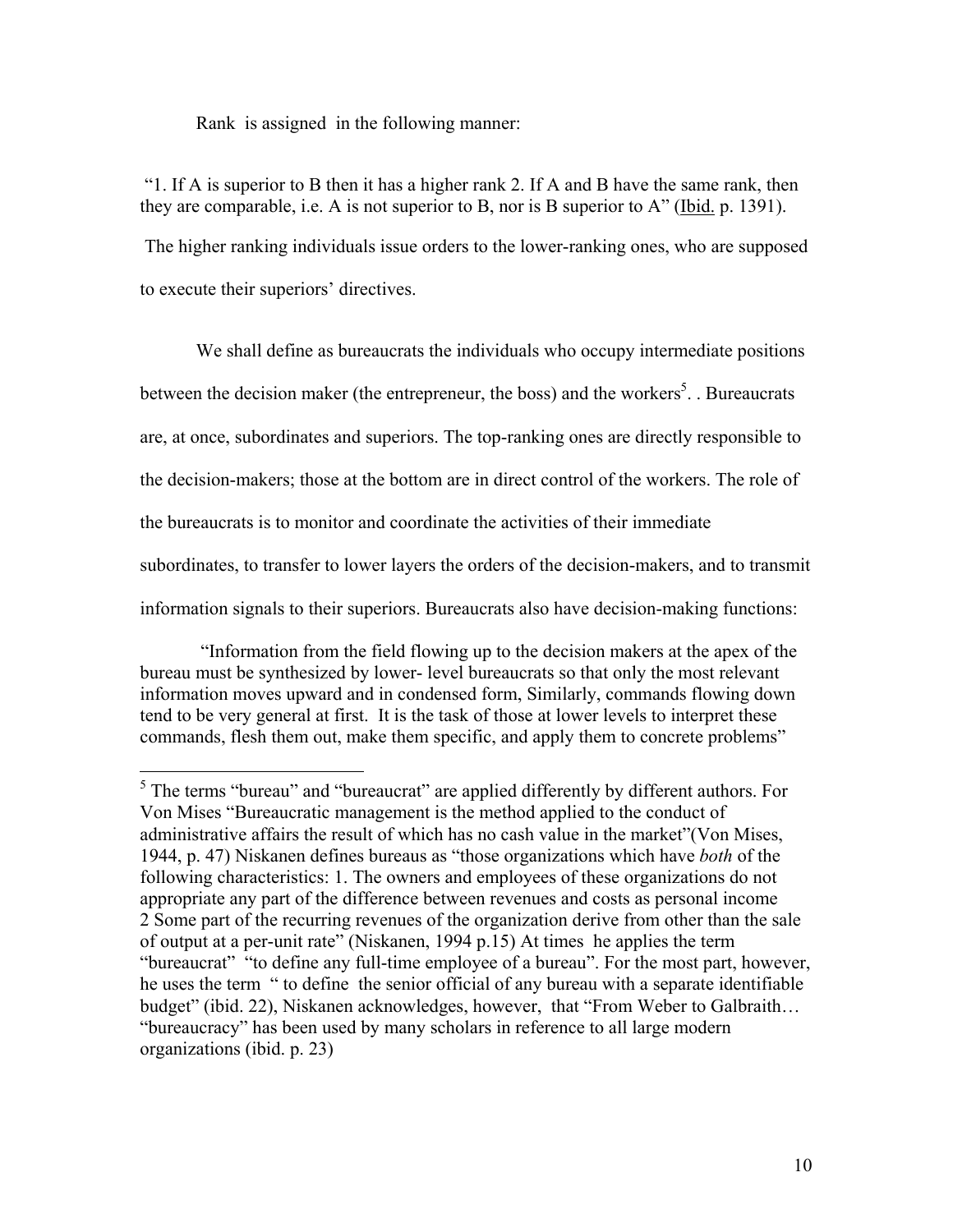Rank is assigned in the following manner:

"1. If A is superior to B then it has a higher rank 2. If A and B have the same rank, then they are comparable, i.e. A is not superior to B, nor is B superior to A" (Ibid. p. 1391).

The higher ranking individuals issue orders to the lower-ranking ones, who are supposed to execute their superiors' directives.

We shall define as bureaucrats the individuals who occupy intermediate positions between the decision maker (the entrepreneur, the boss) and the workers[5]. . Bureaucrats are, at once, subordinates and superiors. The top-ranking ones are directly responsible to the decision-makers; those at the bottom are in direct control of the workers. The role of the bureaucrats is to monitor and coordinate the activities of their immediate subordinates, to transfer to lower layers the orders of the decision-makers, and to transmit information signals to their superiors. Bureaucrats also have decision-making functions:

> "Information from the field flowing up to the decision makers at the apex of the bureau must be synthesized by lower- level bureaucrats so that only the most relevant information moves upward and in condensed form, Similarly, commands flowing down tend to be very general at first. It is the task of those at lower levels to interpret these commands, flesh them out, make them specific, and apply them to concrete problems"

---

[5] The terms "bureau" and "bureaucrat" are applied differently by different authors. For Von Mises "Bureaucratic management is the method applied to the conduct of administrative affairs the result of which has no cash value in the market"(Von Mises, 1944, p. 47) Niskanen defines bureaus as "those organizations which have *both* of the following characteristics: 1. The owners and employees of these organizations do not appropriate any part of the difference between revenues and costs as personal income 2 Some part of the recurring revenues of the organization derive from other than the sale of output at a per-unit rate" (Niskanen, 1994 p.15) At times he applies the term "bureaucrat" "to define any full-time employee of a bureau". For the most part, however, he uses the term " to define the senior official of any bureau with a separate identifiable budget" (ibid. 22), Niskanen acknowledges, however, that "From Weber to Galbraith… "bureaucracy" has been used by many scholars in reference to all large modern organizations (ibid. p. 23)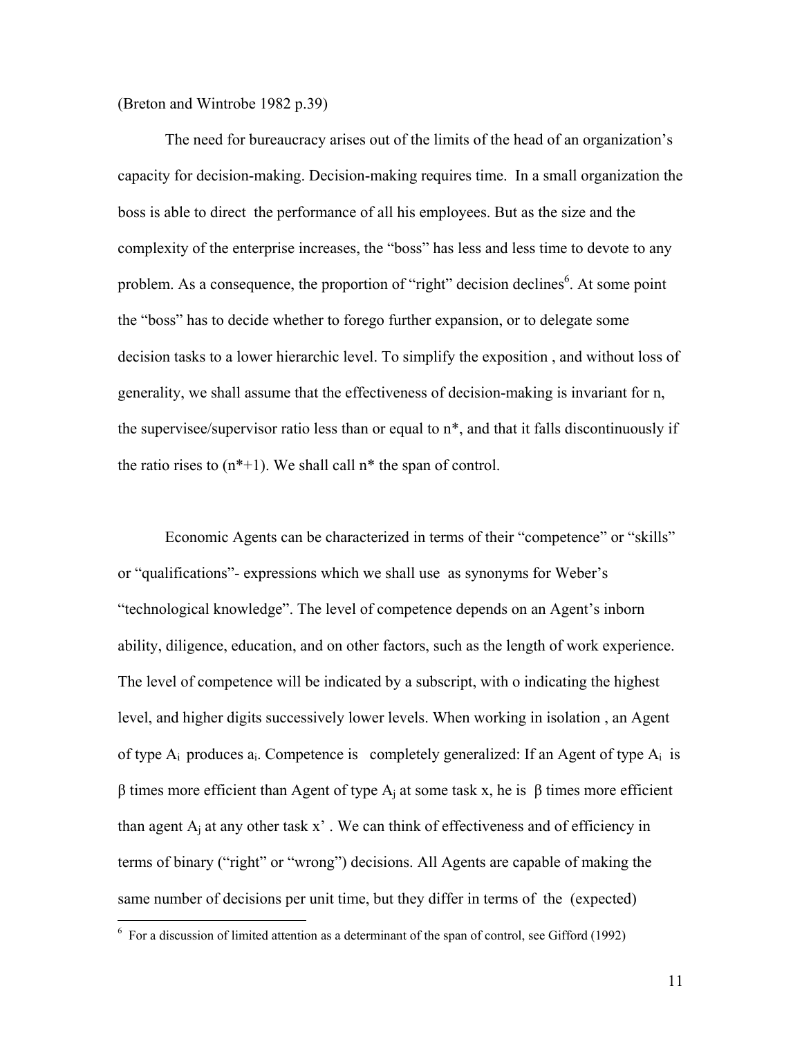(Breton and Wintrobe 1982 p.39)

The need for bureaucracy arises out of the limits of the head of an organization's capacity for decision-making. Decision-making requires time. In a small organization the boss is able to direct the performance of all his employees. But as the size and the complexity of the enterprise increases, the "boss" has less and less time to devote to any problem. As a consequence, the proportion of "right" decision declines[6]. At some point the "boss" has to decide whether to forego further expansion, or to delegate some decision tasks to a lower hierarchic level. To simplify the exposition , and without loss of generality, we shall assume that the effectiveness of decision-making is invariant for n, the supervisee/supervisor ratio less than or equal to $n^*$, and that it falls discontinuously if the ratio rises to $(n^*+1)$. We shall call $n^*$ the span of control.

Economic Agents can be characterized in terms of their "competence" or "skills" or "qualifications"- expressions which we shall use as synonyms for Weber's "technological knowledge". The level of competence depends on an Agent's inborn ability, diligence, education, and on other factors, such as the length of work experience. The level of competence will be indicated by a subscript, with o indicating the highest level, and higher digits successively lower levels. When working in isolation , an Agent of type $A_i$ produces $a_i$. Competence is completely generalized: If an Agent of type $A_i$ is $\beta$ times more efficient than Agent of type $A_j$ at some task x, he is $\beta$ times more efficient than agent $A_j$ at any other task x' . We can think of effectiveness and of efficiency in terms of binary ("right" or "wrong") decisions. All Agents are capable of making the same number of decisions per unit time, but they differ in terms of the (expected)

[6] For a discussion of limited attention as a determinant of the span of control, see Gifford (1992)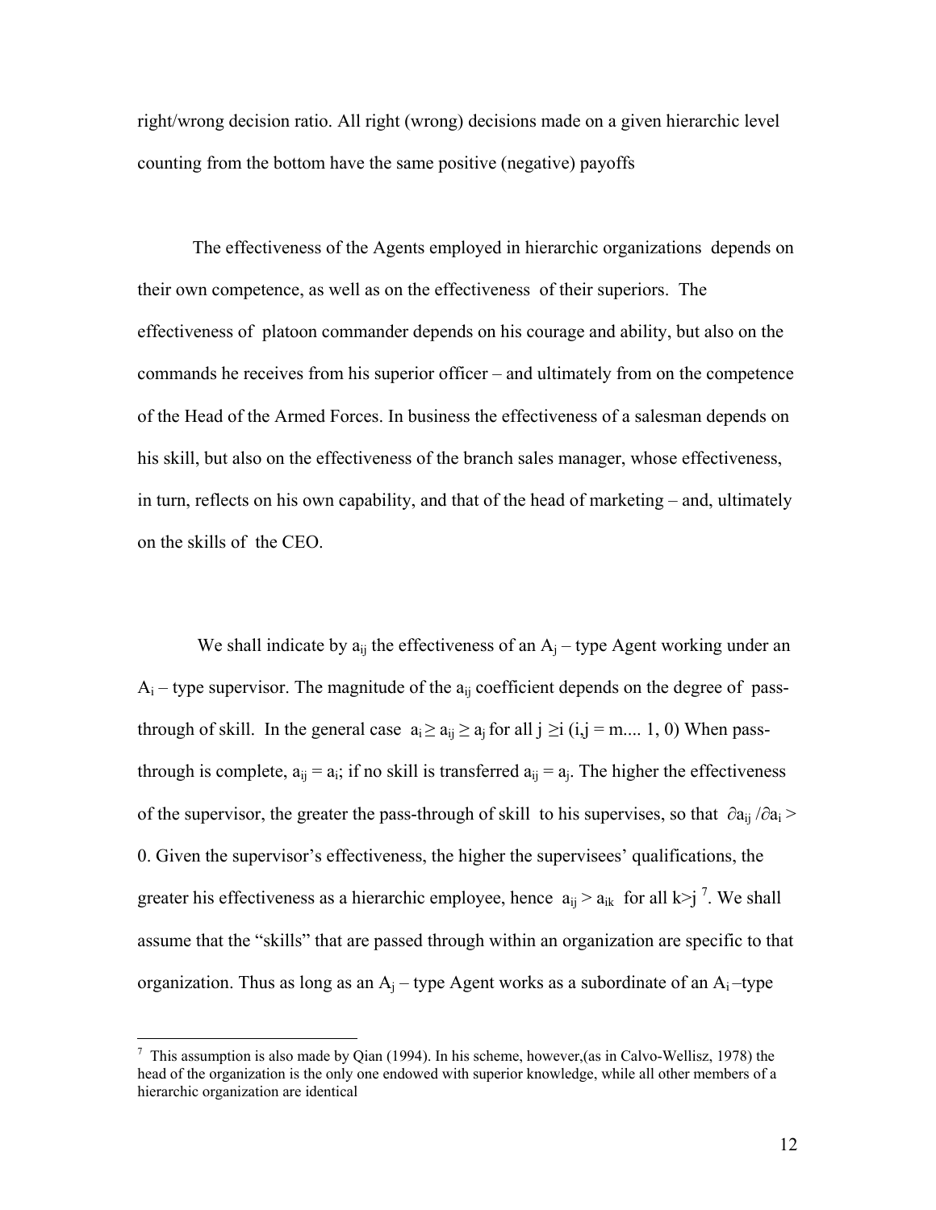right/wrong decision ratio. All right (wrong) decisions made on a given hierarchic level counting from the bottom have the same positive (negative) payoffs

The effectiveness of the Agents employed in hierarchic organizations depends on their own competence, as well as on the effectiveness of their superiors. The effectiveness of platoon commander depends on his courage and ability, but also on the commands he receives from his superior officer – and ultimately from on the competence of the Head of the Armed Forces. In business the effectiveness of a salesman depends on his skill, but also on the effectiveness of the branch sales manager, whose effectiveness, in turn, reflects on his own capability, and that of the head of marketing – and, ultimately on the skills of the CEO.

We shall indicate by $a_{ij}$ the effectiveness of an $A_j$ – type Agent working under an $A_i$ – type supervisor. The magnitude of the $a_{ij}$ coefficient depends on the degree of pass-through of skill. In the general case $a_i \geq a_{ij} \geq a_j$ for all $j \geq i$ ($i,j = m.... 1, 0$) When pass-through is complete, $a_{ij} = a_i$; if no skill is transferred $a_{ij} = a_j$. The higher the effectiveness of the supervisor, the greater the pass-through of skill to his supervises, so that $\partial a_{ij} / \partial a_i > 0$. Given the supervisor's effectiveness, the higher the supervisees' qualifications, the greater his effectiveness as a hierarchic employee, hence $a_{ij} > a_{ik}$ for all $k > j$ [7]. We shall assume that the "skills" that are passed through within an organization are specific to that organization. Thus as long as an $A_j$ – type Agent works as a subordinate of an $A_i$ –type

---

[7] This assumption is also made by Qian (1994). In his scheme, however,(as in Calvo-Wellisz, 1978) the head of the organization is the only one endowed with superior knowledge, while all other members of a hierarchic organization are identical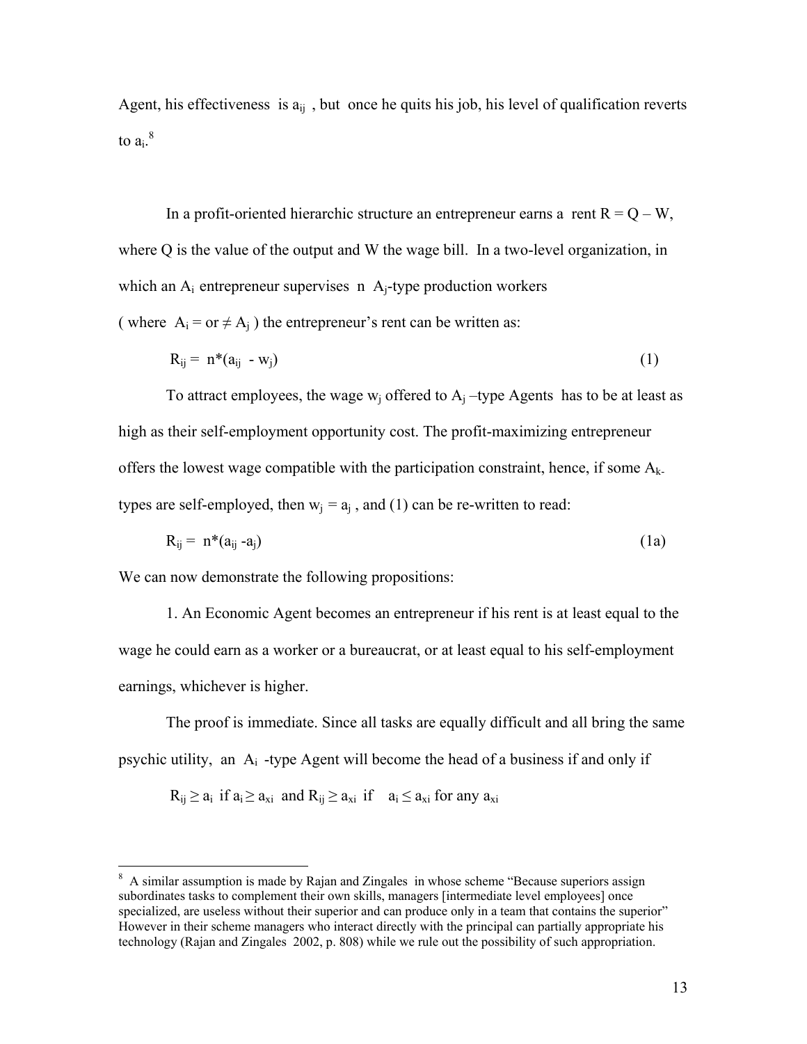Agent, his effectiveness is $a_{ij}$ , but once he quits his job, his level of qualification reverts to $a_i$.[8]

In a profit-oriented hierarchic structure an entrepreneur earns a rent $R = Q – W$, where Q is the value of the output and W the wage bill. In a two-level organization, in which an $A_i$ entrepreneur supervises n $A_j$-type production workers ( where $A_i$ = or $\neq A_j$ ) the entrepreneur's rent can be written as:

$$R_{ij} = n*(a_{ij} - w_j) \qquad (1)$$

To attract employees, the wage $w_j$ offered to $A_j$ –type Agents has to be at least as high as their self-employment opportunity cost. The profit-maximizing entrepreneur offers the lowest wage compatible with the participation constraint, hence, if some $A_k$-types are self-employed, then $w_j = a_j$ , and (1) can be re-written to read:

$$R_{ij} = n*(a_{ij} - a_j) \qquad (1a)$$

We can now demonstrate the following propositions:

1. An Economic Agent becomes an entrepreneur if his rent is at least equal to the wage he could earn as a worker or a bureaucrat, or at least equal to his self-employment earnings, whichever is higher.

The proof is immediate. Since all tasks are equally difficult and all bring the same psychic utility, an $A_i$ -type Agent will become the head of a business if and only if

$R_{ij} \geq a_i$ if $a_i \geq a_{xi}$ and $R_{ij} \geq a_{xi}$ if $a_i \leq a_{xi}$ for any $a_{xi}$

---

[8] A similar assumption is made by Rajan and Zingales in whose scheme "Because superiors assign subordinates tasks to complement their own skills, managers [intermediate level employees] once specialized, are useless without their superior and can produce only in a team that contains the superior" However in their scheme managers who interact directly with the principal can partially appropriate his technology (Rajan and Zingales 2002, p. 808) while we rule out the possibility of such appropriation.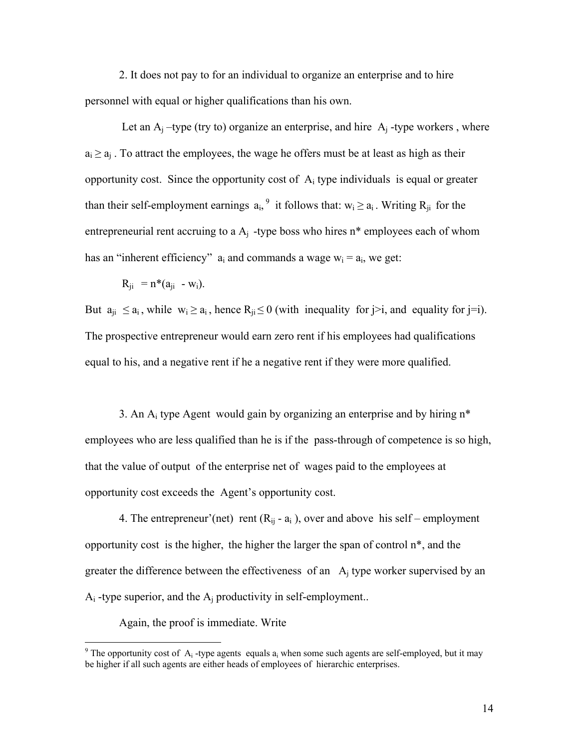2. It does not pay to for an individual to organize an enterprise and to hire personnel with equal or higher qualifications than his own.

Let an $A_j$ –type (try to) organize an enterprise, and hire $A_j$ -type workers , where $a_i \geq a_j$ . To attract the employees, the wage he offers must be at least as high as their opportunity cost. Since the opportunity cost of $A_i$ type individuals is equal or greater than their self-employment earnings $a_i$,[9] it follows that: $w_i \geq a_i$ . Writing $R_{ji}$ for the entrepreneurial rent accruing to a $A_j$ -type boss who hires n* employees each of whom has an "inherent efficiency" $a_i$ and commands a wage $w_i = a_i$, we get:

$$R_{ji} = n^*(a_{ji} - w_i).$$

But $a_{ji} \leq a_i$ , while $w_i \geq a_i$ , hence $R_{ji} \leq 0$ (with inequality for j>i, and equality for j=i). The prospective entrepreneur would earn zero rent if his employees had qualifications equal to his, and a negative rent if he a negative rent if they were more qualified.

3. An $A_i$ type Agent would gain by organizing an enterprise and by hiring n* employees who are less qualified than he is if the pass-through of competence is so high, that the value of output of the enterprise net of wages paid to the employees at opportunity cost exceeds the Agent's opportunity cost.

4. The entrepreneur'(net) rent ($R_{ij} - a_i$ ), over and above his self – employment opportunity cost is the higher, the higher the larger the span of control n*, and the greater the difference between the effectiveness of an $A_j$ type worker supervised by an $A_i$ -type superior, and the $A_j$ productivity in self-employment..

Again, the proof is immediate. Write

[9] The opportunity cost of $A_i$ -type agents equals $a_i$ when some such agents are self-employed, but it may be higher if all such agents are either heads of employees of hierarchic enterprises.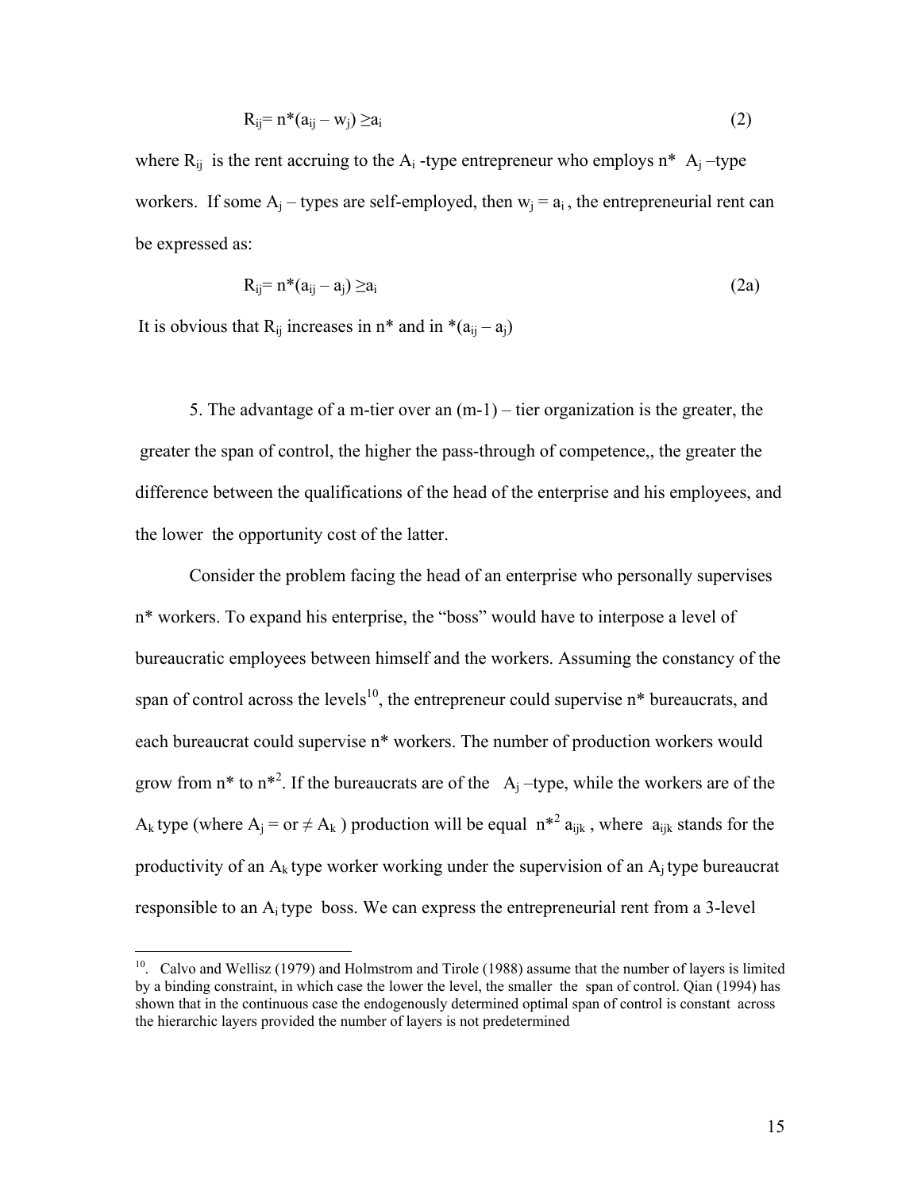$$R_{ij} = n^*(a_{ij} - w_j) \geq a_i \quad (2)$$

where $R_{ij}$ is the rent accruing to the $A_i$ -type entrepreneur who employs n* $A_j$ –type workers. If some $A_j$ – types are self-employed, then $w_j = a_i$ , the entrepreneurial rent can be expressed as:

$$R_{ij} = n^*(a_{ij} - a_j) \geq a_i \quad (2a)$$

It is obvious that $R_{ij}$ increases in n* and in $*(a_{ij} - a_j)$

5. The advantage of a m-tier over an (m-1) – tier organization is the greater, the greater the span of control, the higher the pass-through of competence,, the greater the difference between the qualifications of the head of the enterprise and his employees, and the lower the opportunity cost of the latter.

Consider the problem facing the head of an enterprise who personally supervises n* workers. To expand his enterprise, the "boss" would have to interpose a level of bureaucratic employees between himself and the workers. Assuming the constancy of the span of control across the levels[10], the entrepreneur could supervise n* bureaucrats, and each bureaucrat could supervise n* workers. The number of production workers would grow from n* to $n^{*2}$. If the bureaucrats are of the $A_j$ –type, while the workers are of the $A_k$ type (where $A_j$ = or ≠ $A_k$ ) production will be equal $n^{*2} a_{ijk}$ , where $a_{ijk}$ stands for the productivity of an $A_k$ type worker working under the supervision of an $A_j$ type bureaucrat responsible to an $A_i$ type boss. We can express the entrepreneurial rent from a 3-level

[10]. Calvo and Wellisz (1979) and Holmstrom and Tirole (1988) assume that the number of layers is limited by a binding constraint, in which case the lower the level, the smaller the span of control. Qian (1994) has shown that in the continuous case the endogenously determined optimal span of control is constant across the hierarchic layers provided the number of layers is not predetermined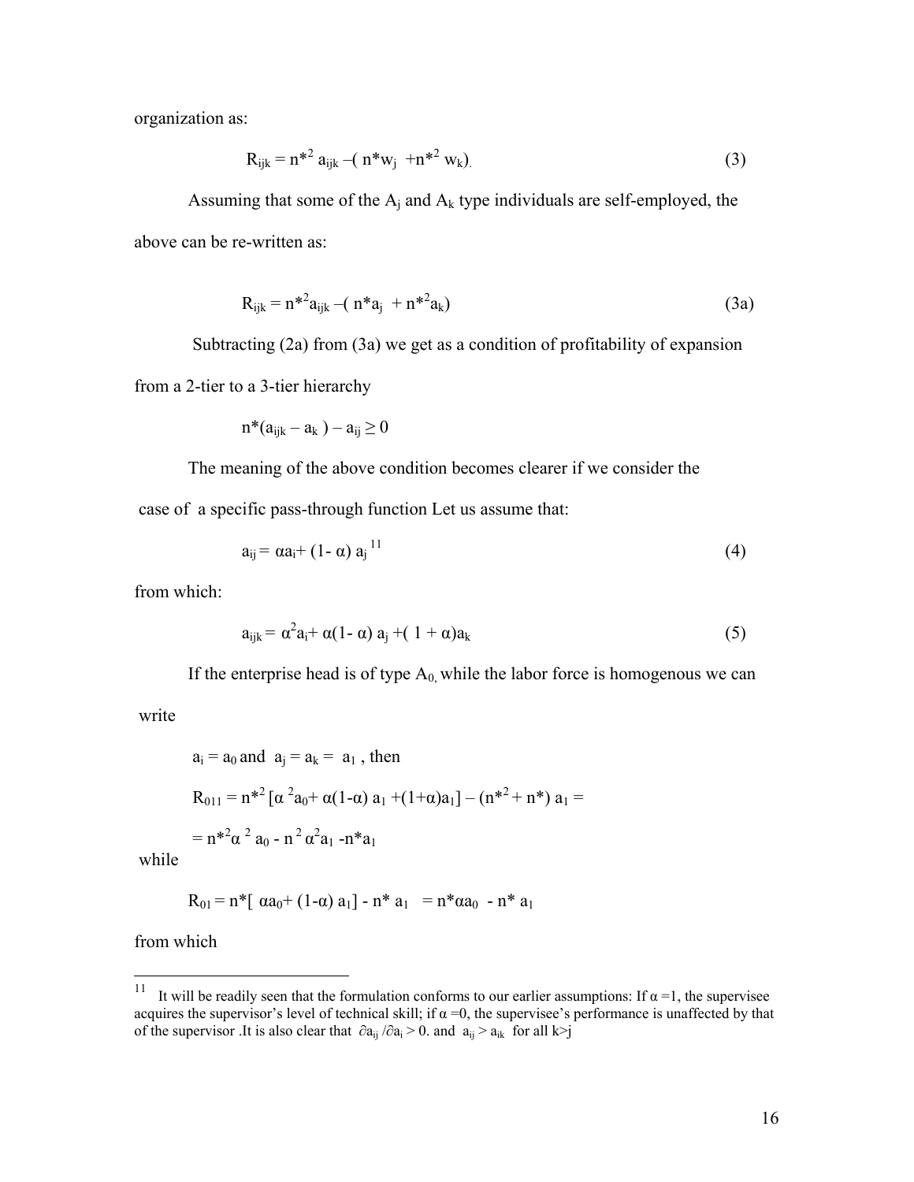organization as:

$$R_{ijk} = n^{*2} a_{ijk} - ( n^* w_j + n^{*2} w_k). \tag{3}$$

Assuming that some of the $A_j$ and $A_k$ type individuals are self-employed, the above can be re-written as:

$$R_{ijk} = n^{*2} a_{ijk} - ( n^* a_j + n^{*2} a_k) \tag{3a}$$

Subtracting (2a) from (3a) we get as a condition of profitability of expansion from a 2-tier to a 3-tier hierarchy

$$n^*(a_{ijk} - a_k ) - a_{ij} \geq 0$$

The meaning of the above condition becomes clearer if we consider the case of a specific pass-through function Let us assume that:

$$a_{ij} = \alpha a_i + (1- \alpha)\, a_j \text{ [11]} \tag{4}$$

from which:

$$a_{ijk} = \alpha^2 a_i + \alpha(1- \alpha)\, a_j + ( 1 + \alpha) a_k \tag{5}$$

If the enterprise head is of type $A_0$, while the labor force is homogenous we can write

$a_i = a_0$ and $a_j = a_k = a_1$ , then

$$R_{011} = n^{*2} [\alpha^2 a_0 + \alpha(1-\alpha)\, a_1 + (1+\alpha) a_1] - (n^{*2} + n^*)\, a_1 =$$

$$= n^{*2}\alpha^2 a_0 - n^2 \alpha^2 a_1 - n^* a_1$$

while

$$R_{01} = n^*[ \alpha a_0 + (1-\alpha)\, a_1] - n^* a_1 = n^* \alpha a_0 - n^* a_1$$

from which

---

[11] It will be readily seen that the formulation conforms to our earlier assumptions: If $\alpha = 1$, the supervisee acquires the supervisor's level of technical skill; if $\alpha = 0$, the supervisee's performance is unaffected by that of the supervisor .It is also clear that $\partial a_{ij} / \partial a_i > 0$. and $a_{ij} > a_{ik}$ for all $k > j$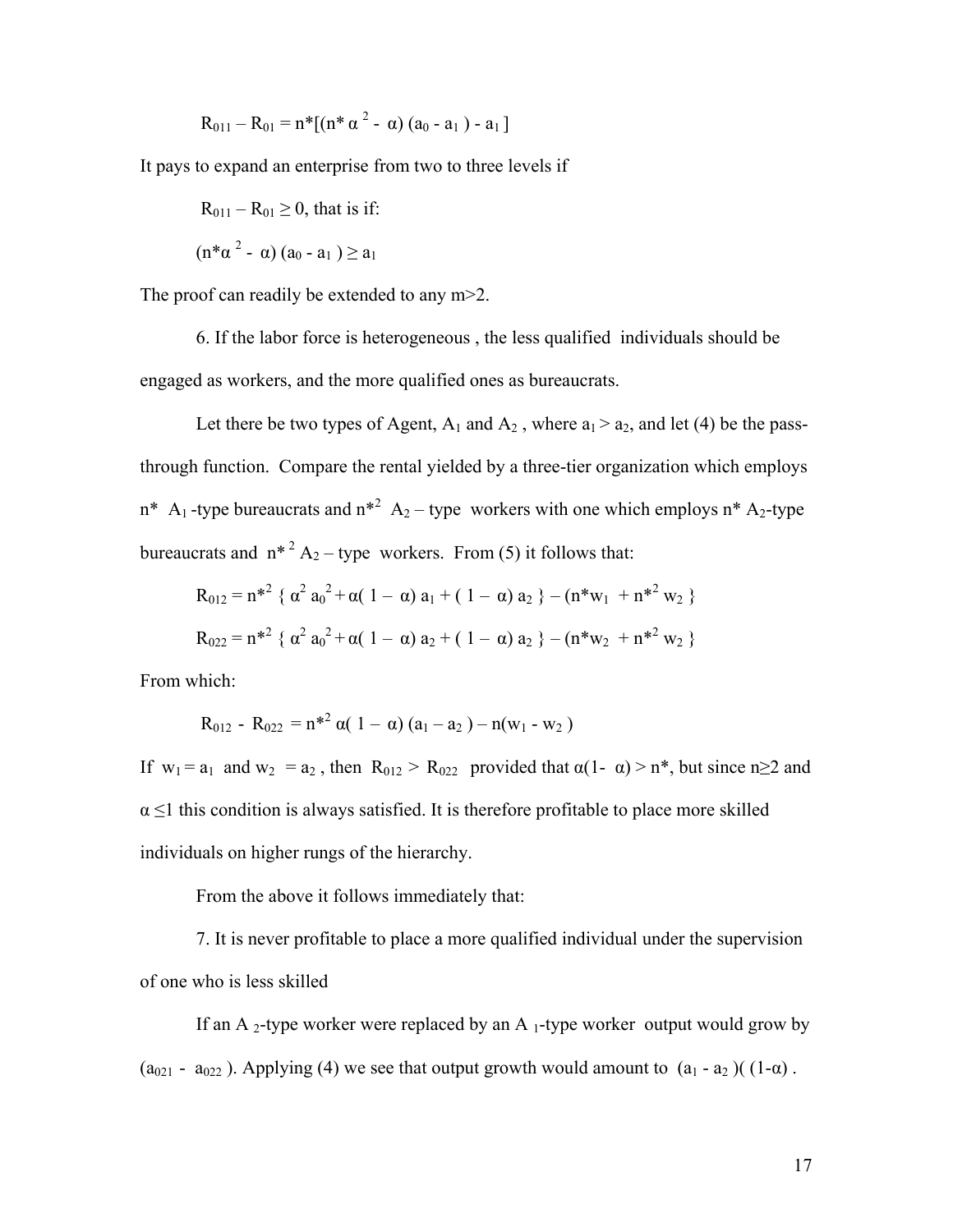$$R_{011} – R_{01} = n^*[(n^* \alpha^2 - \alpha) (a_0 - a_1 ) - a_1 ]$$

It pays to expand an enterprise from two to three levels if

$R_{011} – R_{01} \geq 0$, that is if:

$$(n^*\alpha^2 - \alpha) (a_0 - a_1 ) \geq a_1$$

The proof can readily be extended to any m>2.

6. If the labor force is heterogeneous , the less qualified individuals should be engaged as workers, and the more qualified ones as bureaucrats.

Let there be two types of Agent, $A_1$ and $A_2$ , where $a_1 > a_2$, and let (4) be the pass-through function. Compare the rental yielded by a three-tier organization which employs $n^*$ $A_1$-type bureaucrats and $n^{*2}$ $A_2$ – type workers with one which employs $n^*$ $A_2$-type bureaucrats and $n^{*2}$ $A_2$ – type workers. From (5) it follows that:

$$R_{012} = n^{*2} \{ \alpha^2 a_0^2 + \alpha( 1 – \alpha) a_1 + ( 1 – \alpha) a_2 \} – (n^*w_1 + n^{*2} w_2 \}$$

$$R_{022} = n^{*2} \{ \alpha^2 a_0^2 + \alpha( 1 – \alpha) a_2 + ( 1 – \alpha) a_2 \} – (n^*w_2 + n^{*2} w_2 \}$$

From which:

$$R_{012} - R_{022} = n^{*2} \alpha( 1 – \alpha) (a_1 – a_2 ) – n(w_1 - w_2 )$$

If $w_1 = a_1$ and $w_2 = a_2$ , then $R_{012} > R_{022}$ provided that $\alpha(1- \alpha) > n^*$, but since $n \geq 2$ and $\alpha \leq 1$ this condition is always satisfied. It is therefore profitable to place more skilled individuals on higher rungs of the hierarchy.

From the above it follows immediately that:

7. It is never profitable to place a more qualified individual under the supervision of one who is less skilled

If an $A_2$-type worker were replaced by an $A_1$-type worker output would grow by $(a_{021} - a_{022})$. Applying (4) we see that output growth would amount to $(a_1 - a_2 )( (1-\alpha)$ .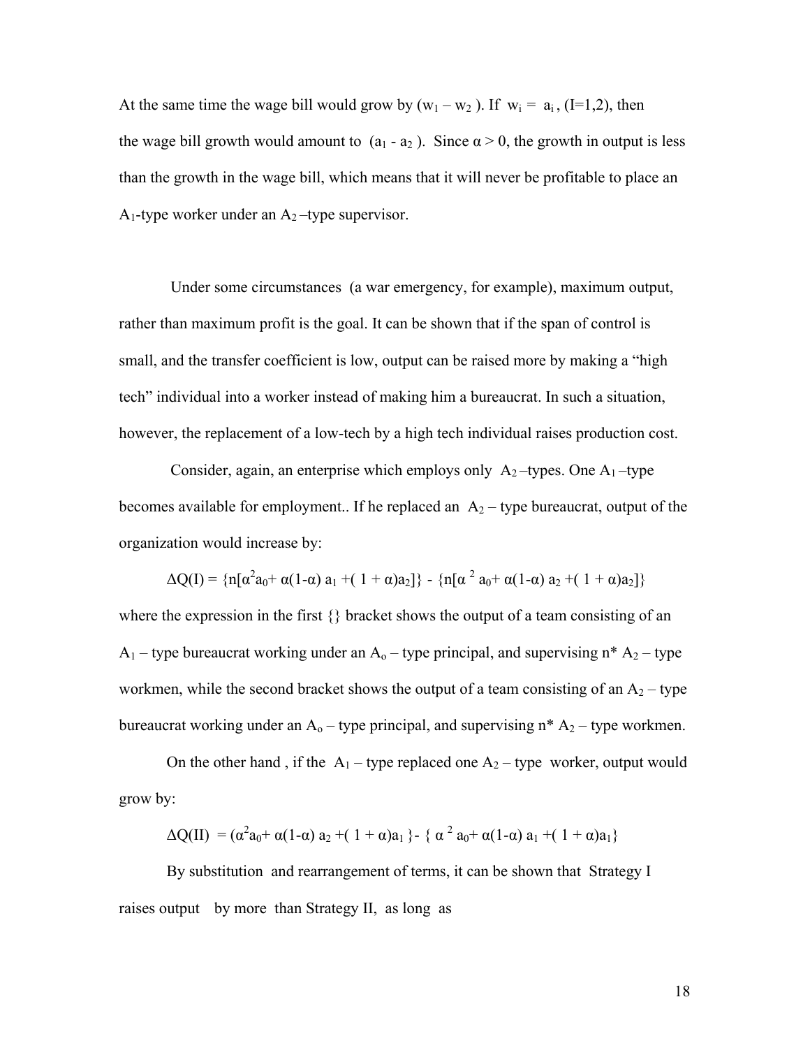At the same time the wage bill would grow by $(w_1 – w_2)$. If $w_i = a_i$, $(I=1,2)$, then the wage bill growth would amount to $(a_1 - a_2)$. Since $\alpha > 0$, the growth in output is less than the growth in the wage bill, which means that it will never be profitable to place an $A_1$-type worker under an $A_2$–type supervisor.

Under some circumstances (a war emergency, for example), maximum output, rather than maximum profit is the goal. It can be shown that if the span of control is small, and the transfer coefficient is low, output can be raised more by making a "high tech" individual into a worker instead of making him a bureaucrat. In such a situation, however, the replacement of a low-tech by a high tech individual raises production cost.

Consider, again, an enterprise which employs only $A_2$–types. One $A_1$–type becomes available for employment.. If he replaced an $A_2$ – type bureaucrat, output of the organization would increase by:

$$\Delta Q(I) = \{n[\alpha^2 a_0 + \alpha(1-\alpha)\, a_1 + (1 + \alpha)a_2]\} - \{n[\alpha^2 a_0 + \alpha(1-\alpha)\, a_2 + (1 + \alpha)a_2]\}$$

where the expression in the first {} bracket shows the output of a team consisting of an $A_1$ – type bureaucrat working under an $A_o$ – type principal, and supervising n* $A_2$ – type workmen, while the second bracket shows the output of a team consisting of an $A_2$ – type bureaucrat working under an $A_o$ – type principal, and supervising n* $A_2$ – type workmen.

On the other hand , if the $A_1$ – type replaced one $A_2$ – type worker, output would grow by:

$$\Delta Q(II) = (\alpha^2 a_0 + \alpha(1-\alpha)\, a_2 + (1 + \alpha)a_1\} - \{\alpha^2 a_0 + \alpha(1-\alpha)\, a_1 + (1 + \alpha)a_1\}$$

By substitution and rearrangement of terms, it can be shown that Strategy I raises output by more than Strategy II, as long as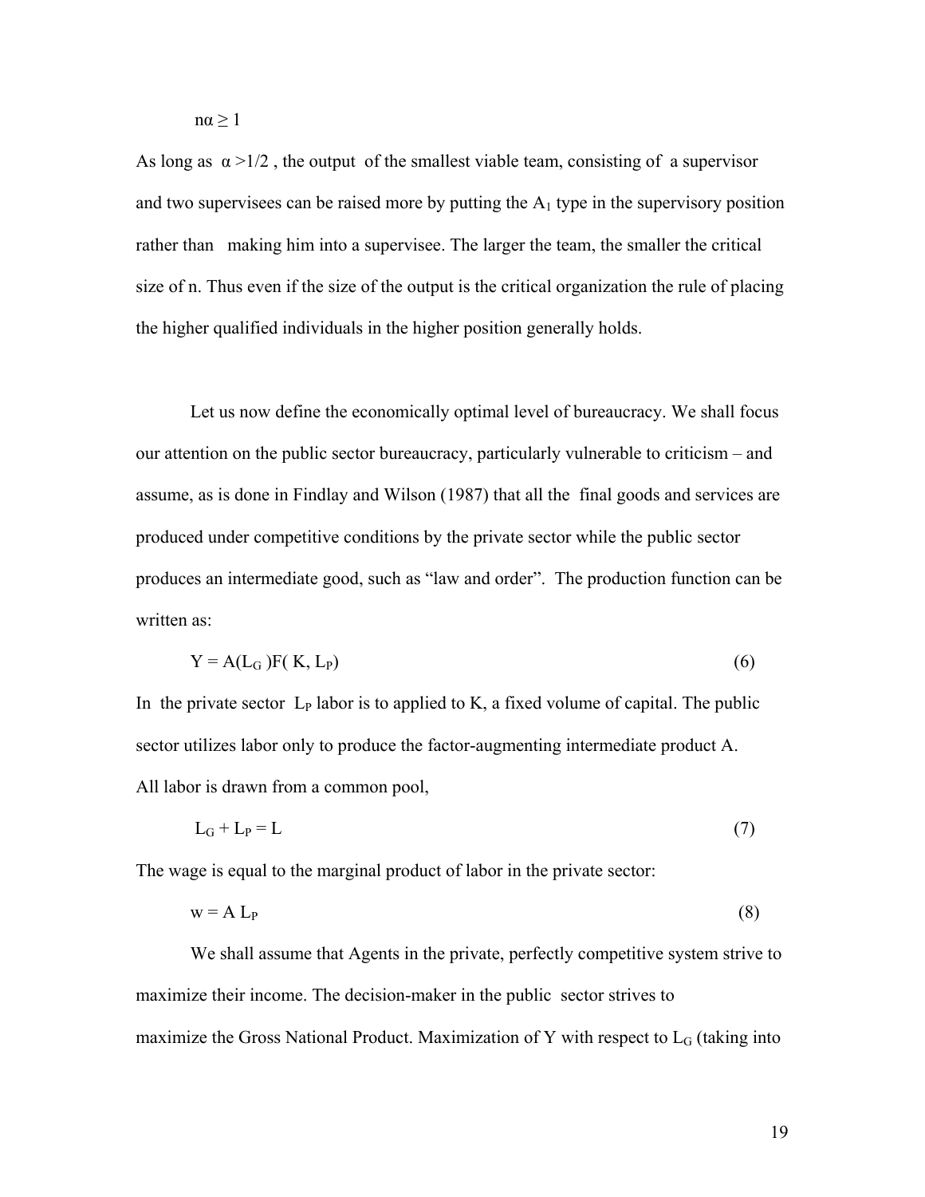$$n\alpha \geq 1$$

As long as $\alpha > 1/2$, the output of the smallest viable team, consisting of a supervisor and two supervisees can be raised more by putting the $A_1$ type in the supervisory position rather than making him into a supervisee. The larger the team, the smaller the critical size of n. Thus even if the size of the output is the critical organization the rule of placing the higher qualified individuals in the higher position generally holds.

Let us now define the economically optimal level of bureaucracy. We shall focus our attention on the public sector bureaucracy, particularly vulnerable to criticism – and assume, as is done in Findlay and Wilson (1987) that all the final goods and services are produced under competitive conditions by the private sector while the public sector produces an intermediate good, such as "law and order". The production function can be written as:

$$Y = A(L_G)F(K, L_P) \tag{6}$$

In the private sector $L_P$ labor is to applied to K, a fixed volume of capital. The public sector utilizes labor only to produce the factor-augmenting intermediate product A. All labor is drawn from a common pool,

$$L_G + L_P = L \tag{7}$$

The wage is equal to the marginal product of labor in the private sector:

$$w = A\, L_P \tag{8}$$

We shall assume that Agents in the private, perfectly competitive system strive to maximize their income. The decision-maker in the public sector strives to maximize the Gross National Product. Maximization of Y with respect to $L_G$ (taking into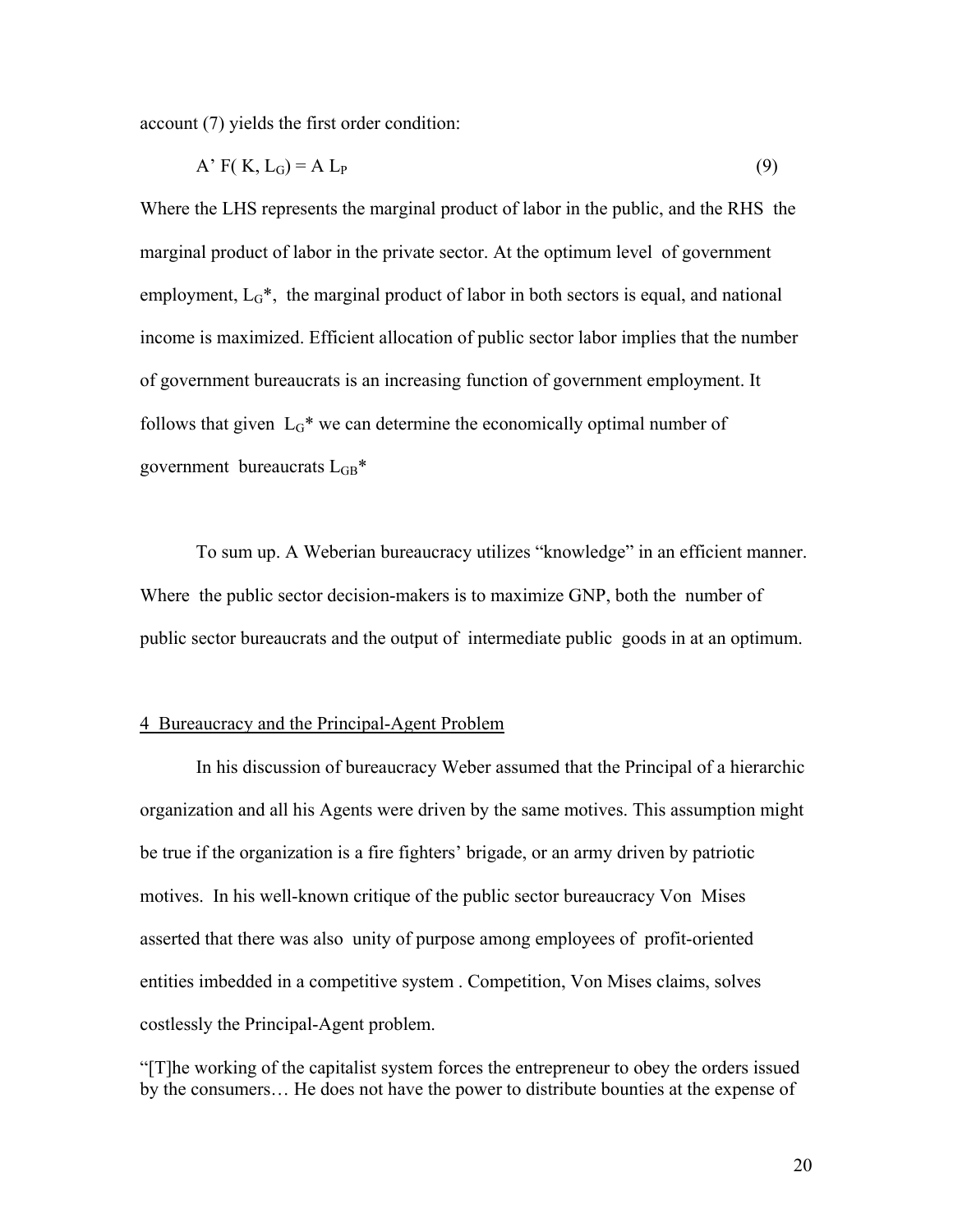account (7) yields the first order condition:

$$A' F( K, L_G) = A L_P \qquad (9)$$

Where the LHS represents the marginal product of labor in the public, and the RHS the marginal product of labor in the private sector. At the optimum level of government employment, $L_G$*, the marginal product of labor in both sectors is equal, and national income is maximized. Efficient allocation of public sector labor implies that the number of government bureaucrats is an increasing function of government employment. It follows that given $L_G$* we can determine the economically optimal number of government bureaucrats $L_{GB}$*

To sum up. A Weberian bureaucracy utilizes "knowledge" in an efficient manner. Where the public sector decision-makers is to maximize GNP, both the number of public sector bureaucrats and the output of intermediate public goods in at an optimum.

## 4 Bureaucracy and the Principal-Agent Problem

In his discussion of bureaucracy Weber assumed that the Principal of a hierarchic organization and all his Agents were driven by the same motives. This assumption might be true if the organization is a fire fighters' brigade, or an army driven by patriotic motives. In his well-known critique of the public sector bureaucracy Von Mises asserted that there was also unity of purpose among employees of profit-oriented entities imbedded in a competitive system . Competition, Von Mises claims, solves costlessly the Principal-Agent problem.

"[T]he working of the capitalist system forces the entrepreneur to obey the orders issued by the consumers… He does not have the power to distribute bounties at the expense of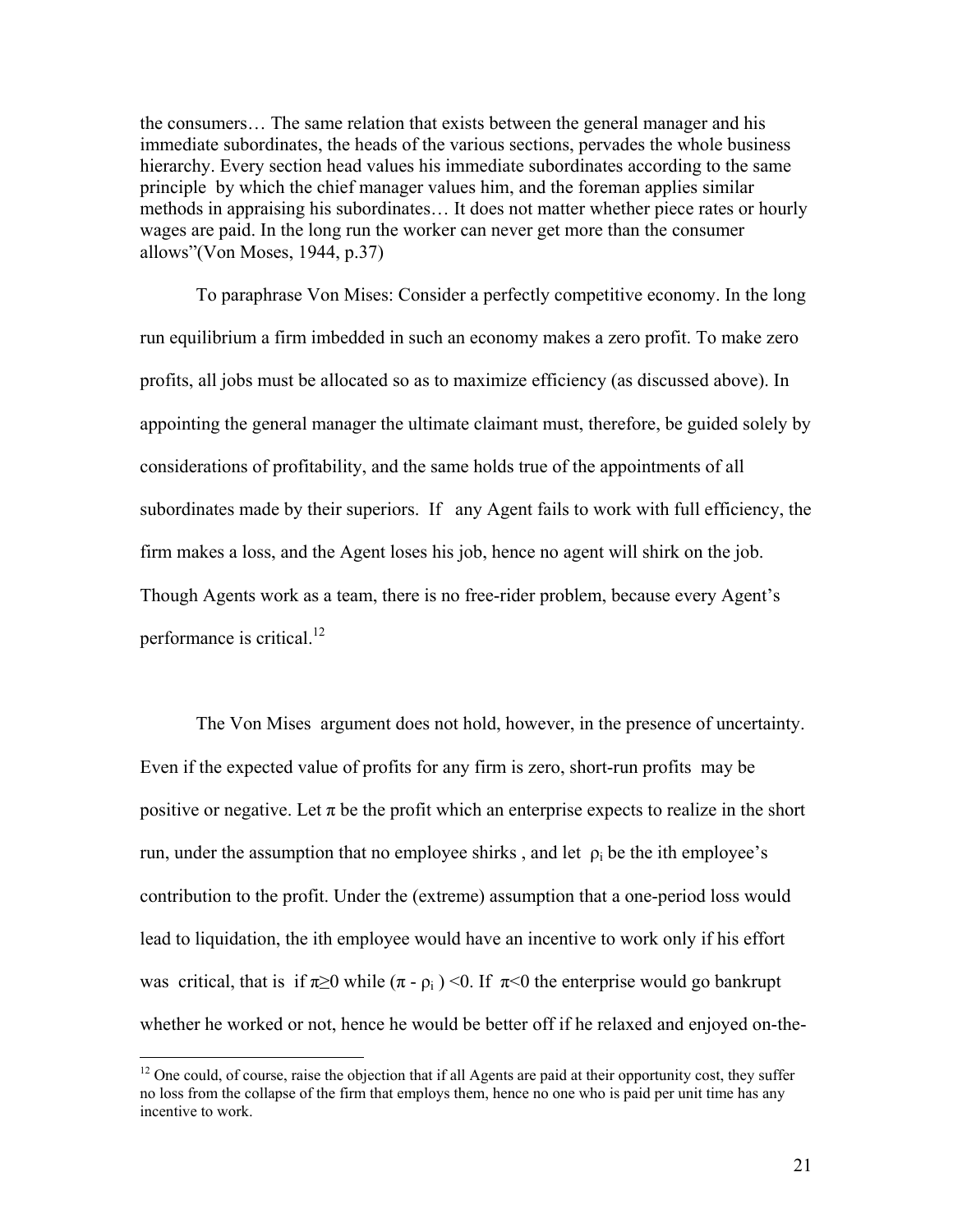the consumers… The same relation that exists between the general manager and his immediate subordinates, the heads of the various sections, pervades the whole business hierarchy. Every section head values his immediate subordinates according to the same principle by which the chief manager values him, and the foreman applies similar methods in appraising his subordinates… It does not matter whether piece rates or hourly wages are paid. In the long run the worker can never get more than the consumer allows"(Von Moses, 1944, p.37)

To paraphrase Von Mises: Consider a perfectly competitive economy. In the long run equilibrium a firm imbedded in such an economy makes a zero profit. To make zero profits, all jobs must be allocated so as to maximize efficiency (as discussed above). In appointing the general manager the ultimate claimant must, therefore, be guided solely by considerations of profitability, and the same holds true of the appointments of all subordinates made by their superiors. If any Agent fails to work with full efficiency, the firm makes a loss, and the Agent loses his job, hence no agent will shirk on the job. Though Agents work as a team, there is no free-rider problem, because every Agent's performance is critical.[12]

The Von Mises argument does not hold, however, in the presence of uncertainty. Even if the expected value of profits for any firm is zero, short-run profits may be positive or negative. Let $\pi$ be the profit which an enterprise expects to realize in the short run, under the assumption that no employee shirks , and let $\rho_i$ be the ith employee's contribution to the profit. Under the (extreme) assumption that a one-period loss would lead to liquidation, the ith employee would have an incentive to work only if his effort was critical, that is if $\pi \geq 0$ while $(\pi - \rho_i) < 0$. If $\pi < 0$ the enterprise would go bankrupt whether he worked or not, hence he would be better off if he relaxed and enjoyed on-the-

[12] One could, of course, raise the objection that if all Agents are paid at their opportunity cost, they suffer no loss from the collapse of the firm that employs them, hence no one who is paid per unit time has any incentive to work.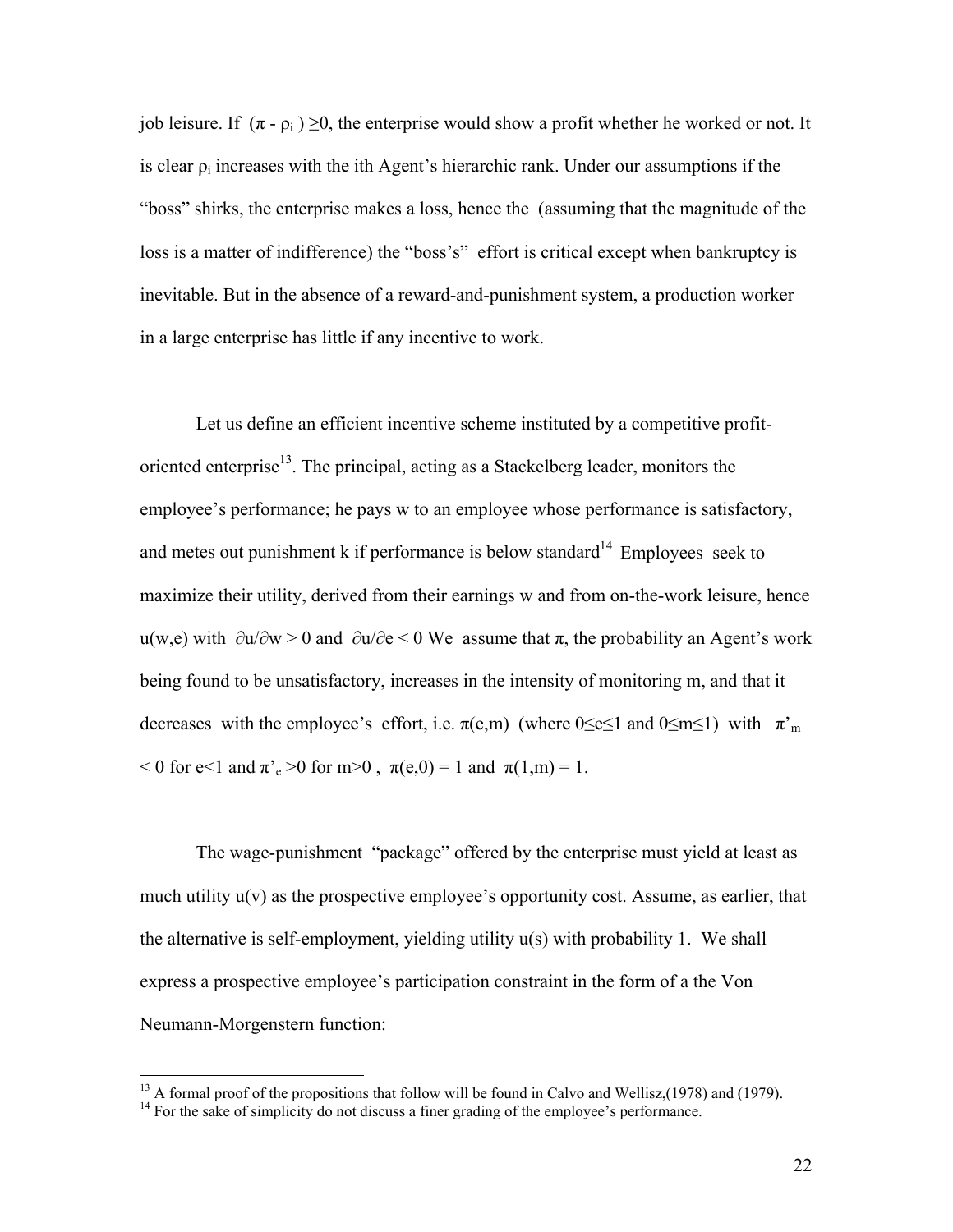job leisure. If $(\pi - \rho_i) \geq 0$, the enterprise would show a profit whether he worked or not. It is clear $\rho_i$ increases with the ith Agent's hierarchic rank. Under our assumptions if the "boss" shirks, the enterprise makes a loss, hence the (assuming that the magnitude of the loss is a matter of indifference) the "boss's" effort is critical except when bankruptcy is inevitable. But in the absence of a reward-and-punishment system, a production worker in a large enterprise has little if any incentive to work.

Let us define an efficient incentive scheme instituted by a competitive profit-oriented enterprise[13]. The principal, acting as a Stackelberg leader, monitors the employee's performance; he pays w to an employee whose performance is satisfactory, and metes out punishment k if performance is below standard[14] Employees seek to maximize their utility, derived from their earnings w and from on-the-work leisure, hence $u(w,e)$ with $\partial u/\partial w > 0$ and $\partial u/\partial e < 0$ We assume that $\pi$, the probability an Agent's work being found to be unsatisfactory, increases in the intensity of monitoring m, and that it decreases with the employee's effort, i.e. $\pi(e,m)$ (where $0 \leq e \leq 1$ and $0 \leq m \leq 1$) with $\pi'_m < 0$ for $e<1$ and $\pi'_e > 0$ for $m>0$, $\pi(e,0) = 1$ and $\pi(1,m) = 1$.

The wage-punishment "package" offered by the enterprise must yield at least as much utility $u(v)$ as the prospective employee's opportunity cost. Assume, as earlier, that the alternative is self-employment, yielding utility $u(s)$ with probability 1. We shall express a prospective employee's participation constraint in the form of a the Von Neumann-Morgenstern function:

---

[13] A formal proof of the propositions that follow will be found in Calvo and Wellisz,(1978) and (1979).

[14] For the sake of simplicity do not discuss a finer grading of the employee's performance.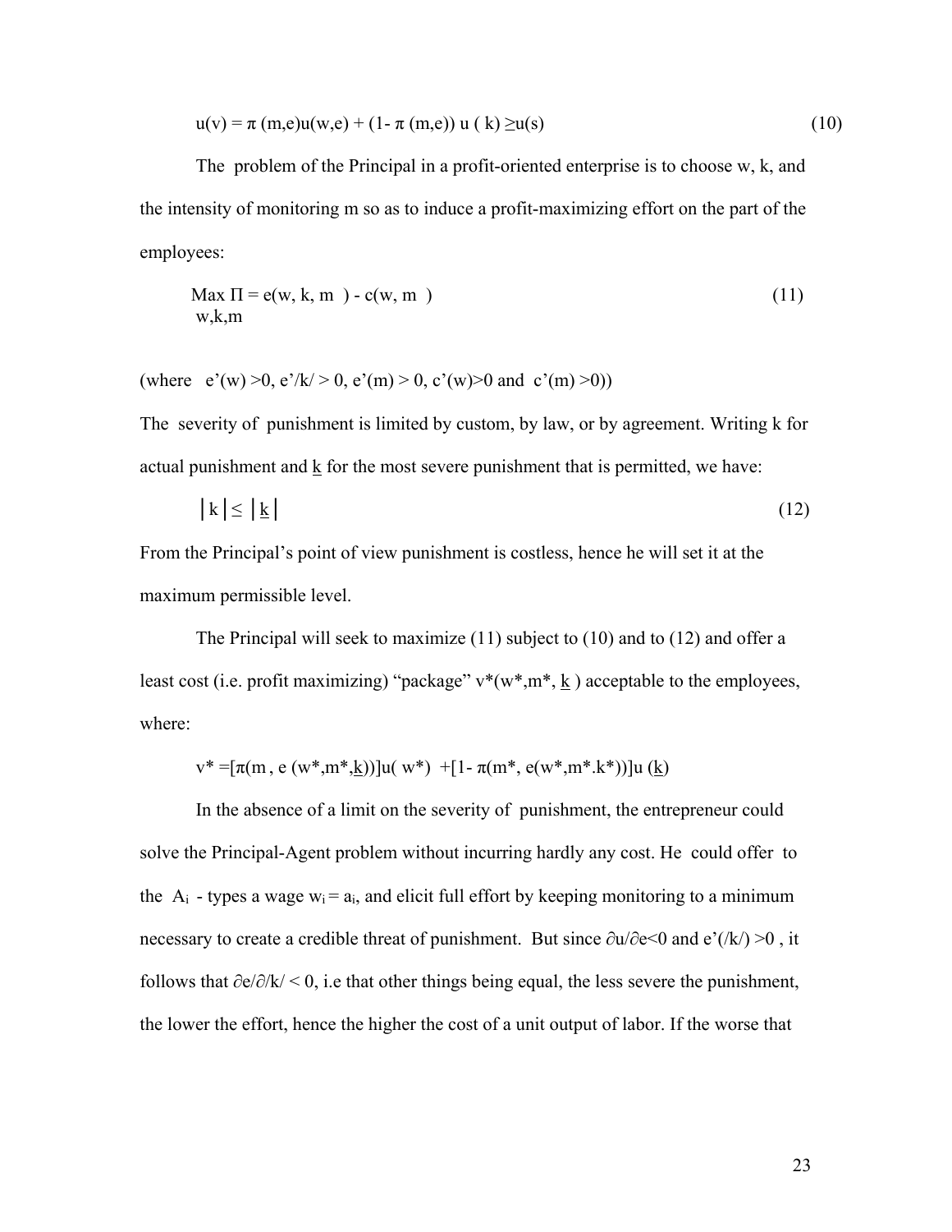$$u(v) = \pi (m,e)u(w,e) + (1- \pi (m,e))\, u ( k) \geq u(s) \tag{10}$$

The problem of the Principal in a profit-oriented enterprise is to choose w, k, and the intensity of monitoring m so as to induce a profit-maximizing effort on the part of the employees:

$$\max_{w,k,m} \Pi = e(w, k, m ) - c(w, m ) \tag{11}$$

(where $e'(w) > 0$, $e'/k/ > 0$, $e'(m) > 0$, $c'(w)>0$ and $c'(m) >0$))

The severity of punishment is limited by custom, by law, or by agreement. Writing k for actual punishment and $\underline{k}$ for the most severe punishment that is permitted, we have:

$$|k| \leq |\underline{k}| \tag{12}$$

From the Principal's point of view punishment is costless, hence he will set it at the maximum permissible level.

The Principal will seek to maximize (11) subject to (10) and to (12) and offer a least cost (i.e. profit maximizing) "package" $v^*(w^*,m^*, \underline{k})$ acceptable to the employees, where:

$$v^* =[\pi(m , e (w^*,m^*,\underline{k}))]u( w^*) +[1- \pi(m^*, e(w^*,m^*.k^*))]u (\underline{k})$$

In the absence of a limit on the severity of punishment, the entrepreneur could solve the Principal-Agent problem without incurring hardly any cost. He could offer to the $A_i$ - types a wage $w_i = a_i$, and elicit full effort by keeping monitoring to a minimum necessary to create a credible threat of punishment. But since $\partial u/\partial e<0$ and $e'(/k/) >0$, it follows that $\partial e/\partial /k/ < 0$, i.e that other things being equal, the less severe the punishment, the lower the effort, hence the higher the cost of a unit output of labor. If the worse that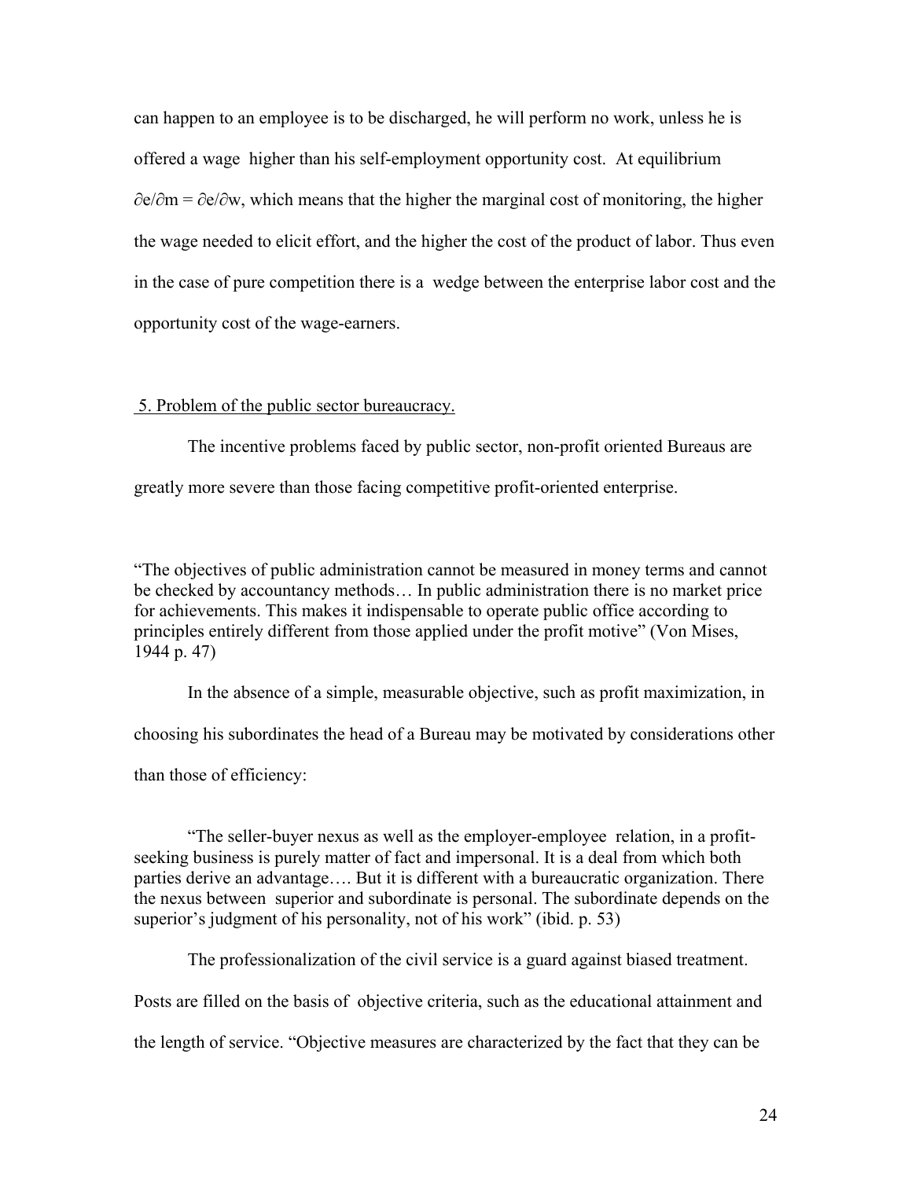can happen to an employee is to be discharged, he will perform no work, unless he is offered a wage higher than his self-employment opportunity cost. At equilibrium $\partial e/\partial m = \partial e/\partial w$, which means that the higher the marginal cost of monitoring, the higher the wage needed to elicit effort, and the higher the cost of the product of labor. Thus even in the case of pure competition there is a wedge between the enterprise labor cost and the opportunity cost of the wage-earners.

## 5. Problem of the public sector bureaucracy.

The incentive problems faced by public sector, non-profit oriented Bureaus are greatly more severe than those facing competitive profit-oriented enterprise.

"The objectives of public administration cannot be measured in money terms and cannot be checked by accountancy methods… In public administration there is no market price for achievements. This makes it indispensable to operate public office according to principles entirely different from those applied under the profit motive" (Von Mises, 1944 p. 47)

In the absence of a simple, measurable objective, such as profit maximization, in choosing his subordinates the head of a Bureau may be motivated by considerations other than those of efficiency:

"The seller-buyer nexus as well as the employer-employee relation, in a profit-seeking business is purely matter of fact and impersonal. It is a deal from which both parties derive an advantage…. But it is different with a bureaucratic organization. There the nexus between superior and subordinate is personal. The subordinate depends on the superior's judgment of his personality, not of his work" (ibid. p. 53)

The professionalization of the civil service is a guard against biased treatment. Posts are filled on the basis of objective criteria, such as the educational attainment and the length of service. "Objective measures are characterized by the fact that they can be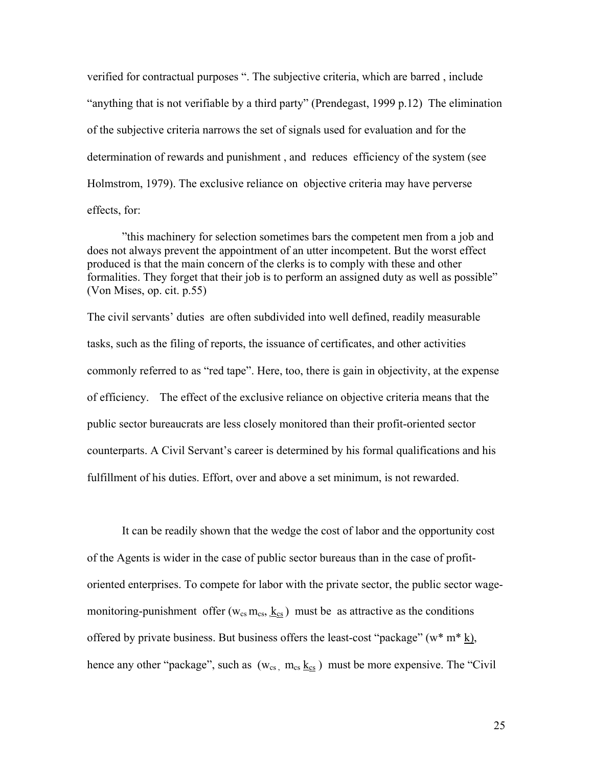verified for contractual purposes ". The subjective criteria, which are barred , include "anything that is not verifiable by a third party" (Prendegast, 1999 p.12) The elimination of the subjective criteria narrows the set of signals used for evaluation and for the determination of rewards and punishment , and reduces efficiency of the system (see Holmstrom, 1979). The exclusive reliance on objective criteria may have perverse effects, for:

> "this machinery for selection sometimes bars the competent men from a job and does not always prevent the appointment of an utter incompetent. But the worst effect produced is that the main concern of the clerks is to comply with these and other formalities. They forget that their job is to perform an assigned duty as well as possible" (Von Mises, op. cit. p.55)

The civil servants' duties are often subdivided into well defined, readily measurable tasks, such as the filing of reports, the issuance of certificates, and other activities commonly referred to as "red tape". Here, too, there is gain in objectivity, at the expense of efficiency. The effect of the exclusive reliance on objective criteria means that the public sector bureaucrats are less closely monitored than their profit-oriented sector counterparts. A Civil Servant's career is determined by his formal qualifications and his fulfillment of his duties. Effort, over and above a set minimum, is not rewarded.

It can be readily shown that the wedge the cost of labor and the opportunity cost of the Agents is wider in the case of public sector bureaus than in the case of profit-oriented enterprises. To compete for labor with the private sector, the public sector wage-monitoring-punishment offer ($w_{cs}\, m_{cs},\, \underline{k}_{cs}$) must be as attractive as the conditions offered by private business. But business offers the least-cost "package" ($w^*\, m^*\, \underline{k}$), hence any other "package", such as ($w_{cs},\, m_{cs}\, \underline{k}_{cs}$) must be more expensive. The "Civil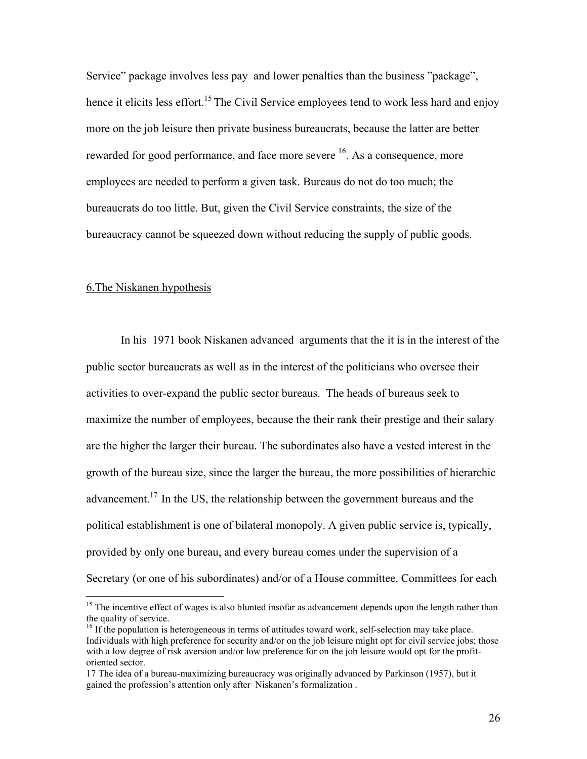Service" package involves less pay and lower penalties than the business "package", hence it elicits less effort.[15] The Civil Service employees tend to work less hard and enjoy more on the job leisure then private business bureaucrats, because the latter are better rewarded for good performance, and face more severe [16]. As a consequence, more employees are needed to perform a given task. Bureaus do not do too much; the bureaucrats do too little. But, given the Civil Service constraints, the size of the bureaucracy cannot be squeezed down without reducing the supply of public goods.

## 6.The Niskanen hypothesis

In his 1971 book Niskanen advanced arguments that the it is in the interest of the public sector bureaucrats as well as in the interest of the politicians who oversee their activities to over-expand the public sector bureaus. The heads of bureaus seek to maximize the number of employees, because the their rank their prestige and their salary are the higher the larger their bureau. The subordinates also have a vested interest in the growth of the bureau size, since the larger the bureau, the more possibilities of hierarchic advancement.[17] In the US, the relationship between the government bureaus and the political establishment is one of bilateral monopoly. A given public service is, typically, provided by only one bureau, and every bureau comes under the supervision of a Secretary (or one of his subordinates) and/or of a House committee. Committees for each

---

[15] The incentive effect of wages is also blunted insofar as advancement depends upon the length rather than the quality of service.

[16] If the population is heterogeneous in terms of attitudes toward work, self-selection may take place. Individuals with high preference for security and/or on the job leisure might opt for civil service jobs; those with a low degree of risk aversion and/or low preference for on the job leisure would opt for the profit-oriented sector.

17 The idea of a bureau-maximizing bureaucracy was originally advanced by Parkinson (1957), but it gained the profession's attention only after Niskanen's formalization .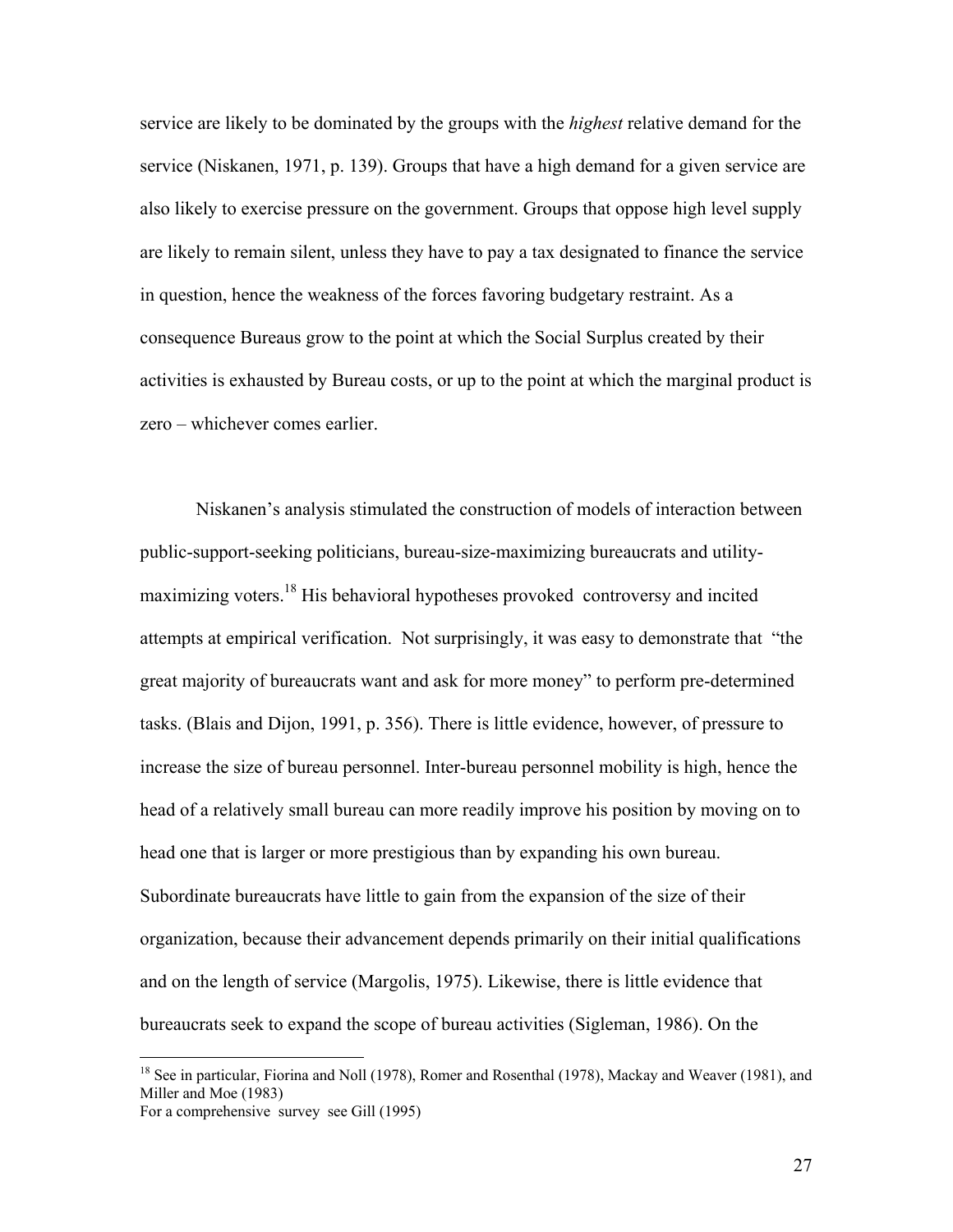service are likely to be dominated by the groups with the *highest* relative demand for the service (Niskanen, 1971, p. 139). Groups that have a high demand for a given service are also likely to exercise pressure on the government. Groups that oppose high level supply are likely to remain silent, unless they have to pay a tax designated to finance the service in question, hence the weakness of the forces favoring budgetary restraint. As a consequence Bureaus grow to the point at which the Social Surplus created by their activities is exhausted by Bureau costs, or up to the point at which the marginal product is zero – whichever comes earlier.

Niskanen's analysis stimulated the construction of models of interaction between public-support-seeking politicians, bureau-size-maximizing bureaucrats and utility-maximizing voters.[18] His behavioral hypotheses provoked controversy and incited attempts at empirical verification. Not surprisingly, it was easy to demonstrate that "the great majority of bureaucrats want and ask for more money" to perform pre-determined tasks. (Blais and Dijon, 1991, p. 356). There is little evidence, however, of pressure to increase the size of bureau personnel. Inter-bureau personnel mobility is high, hence the head of a relatively small bureau can more readily improve his position by moving on to head one that is larger or more prestigious than by expanding his own bureau. Subordinate bureaucrats have little to gain from the expansion of the size of their organization, because their advancement depends primarily on their initial qualifications and on the length of service (Margolis, 1975). Likewise, there is little evidence that bureaucrats seek to expand the scope of bureau activities (Sigleman, 1986). On the

[18] See in particular, Fiorina and Noll (1978), Romer and Rosenthal (1978), Mackay and Weaver (1981), and Miller and Moe (1983)
For a comprehensive survey see Gill (1995)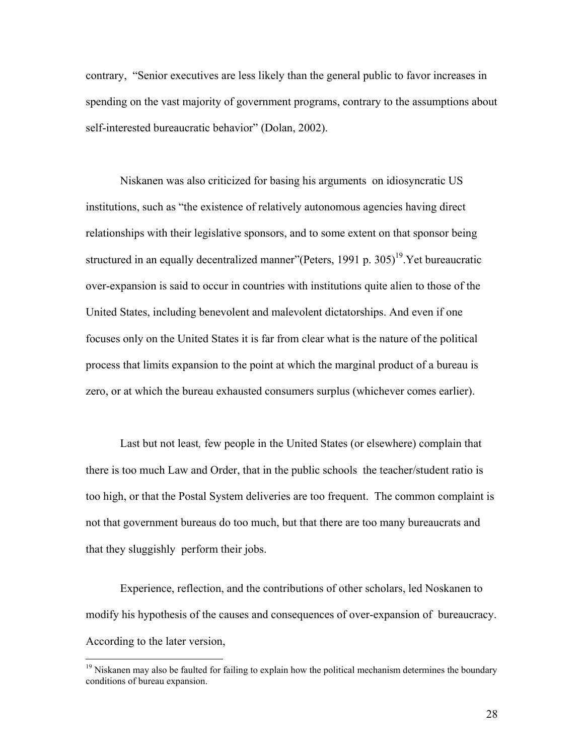contrary, "Senior executives are less likely than the general public to favor increases in spending on the vast majority of government programs, contrary to the assumptions about self-interested bureaucratic behavior" (Dolan, 2002).

Niskanen was also criticized for basing his arguments on idiosyncratic US institutions, such as "the existence of relatively autonomous agencies having direct relationships with their legislative sponsors, and to some extent on that sponsor being structured in an equally decentralized manner"(Peters, 1991 p. 305)[19]. Yet bureaucratic over-expansion is said to occur in countries with institutions quite alien to those of the United States, including benevolent and malevolent dictatorships. And even if one focuses only on the United States it is far from clear what is the nature of the political process that limits expansion to the point at which the marginal product of a bureau is zero, or at which the bureau exhausted consumers surplus (whichever comes earlier).

Last but not least, few people in the United States (or elsewhere) complain that there is too much Law and Order, that in the public schools the teacher/student ratio is too high, or that the Postal System deliveries are too frequent. The common complaint is not that government bureaus do too much, but that there are too many bureaucrats and that they sluggishly perform their jobs.

Experience, reflection, and the contributions of other scholars, led Noskanen to modify his hypothesis of the causes and consequences of over-expansion of bureaucracy. According to the later version,

[19] Niskanen may also be faulted for failing to explain how the political mechanism determines the boundary conditions of bureau expansion.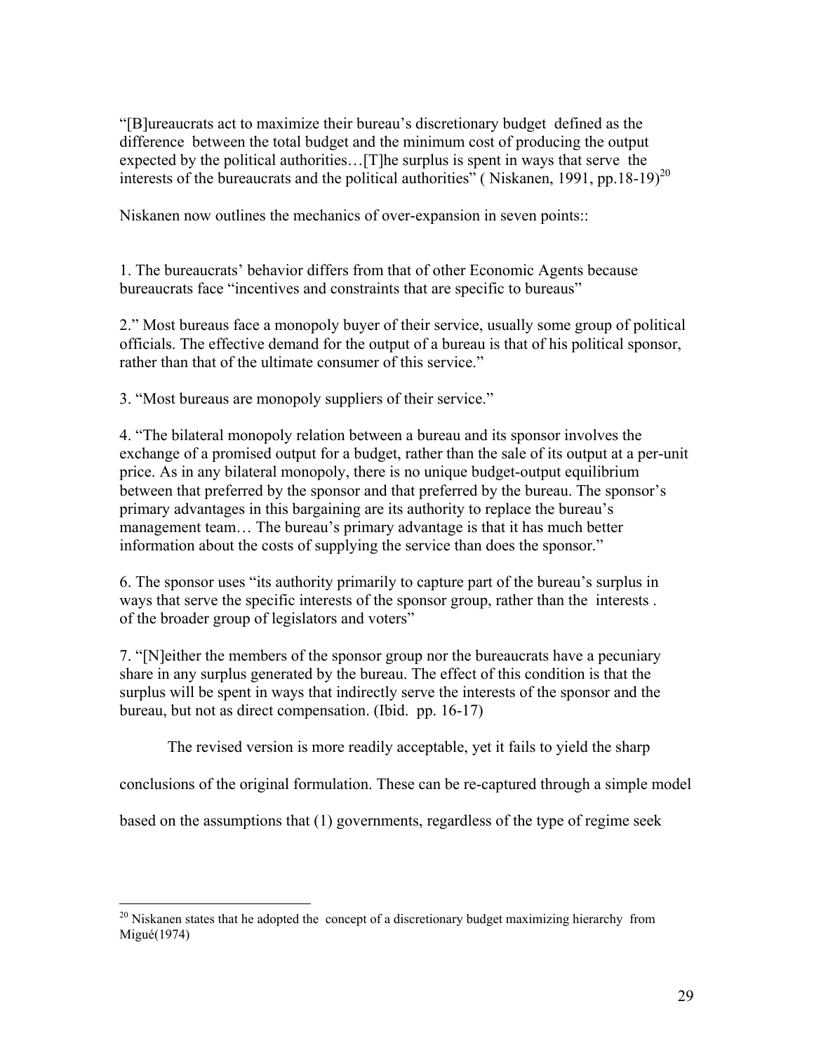"[B]ureaucrats act to maximize their bureau's discretionary budget defined as the difference between the total budget and the minimum cost of producing the output expected by the political authorities…[T]he surplus is spent in ways that serve the interests of the bureaucrats and the political authorities" ( Niskanen, 1991, pp.18-19)[20]

Niskanen now outlines the mechanics of over-expansion in seven points::

1. The bureaucrats' behavior differs from that of other Economic Agents because bureaucrats face "incentives and constraints that are specific to bureaus"

2." Most bureaus face a monopoly buyer of their service, usually some group of political officials. The effective demand for the output of a bureau is that of his political sponsor, rather than that of the ultimate consumer of this service."

3. "Most bureaus are monopoly suppliers of their service."

4. "The bilateral monopoly relation between a bureau and its sponsor involves the exchange of a promised output for a budget, rather than the sale of its output at a per-unit price. As in any bilateral monopoly, there is no unique budget-output equilibrium between that preferred by the sponsor and that preferred by the bureau. The sponsor's primary advantages in this bargaining are its authority to replace the bureau's management team… The bureau's primary advantage is that it has much better information about the costs of supplying the service than does the sponsor."

6. The sponsor uses "its authority primarily to capture part of the bureau's surplus in ways that serve the specific interests of the sponsor group, rather than the interests . of the broader group of legislators and voters"

7. "[N]either the members of the sponsor group nor the bureaucrats have a pecuniary share in any surplus generated by the bureau. The effect of this condition is that the surplus will be spent in ways that indirectly serve the interests of the sponsor and the bureau, but not as direct compensation. (Ibid. pp. 16-17)

The revised version is more readily acceptable, yet it fails to yield the sharp conclusions of the original formulation. These can be re-captured through a simple model based on the assumptions that (1) governments, regardless of the type of regime seek

[20] Niskanen states that he adopted the concept of a discretionary budget maximizing hierarchy from Migué(1974)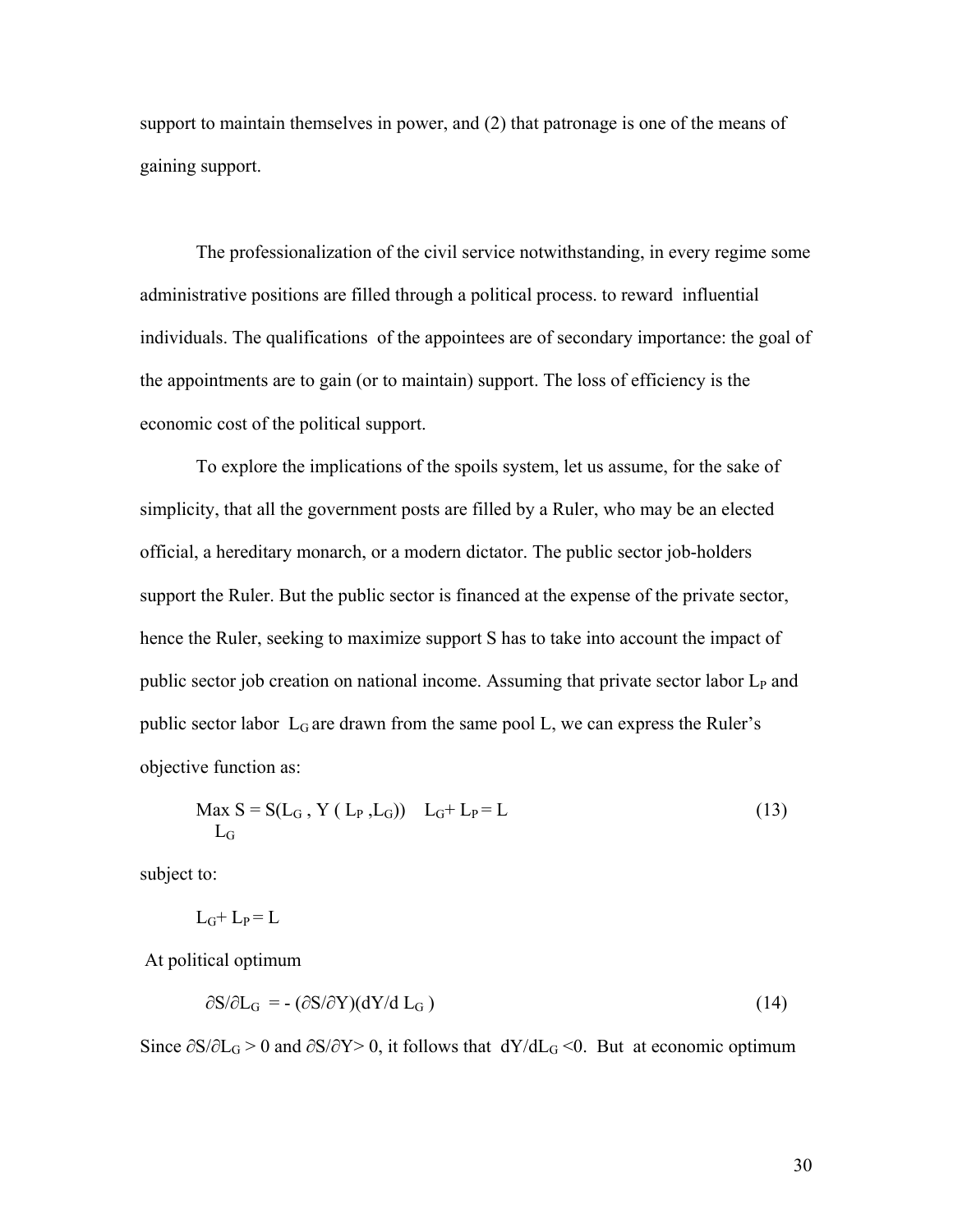support to maintain themselves in power, and (2) that patronage is one of the means of gaining support.

The professionalization of the civil service notwithstanding, in every regime some administrative positions are filled through a political process. to reward influential individuals. The qualifications of the appointees are of secondary importance: the goal of the appointments are to gain (or to maintain) support. The loss of efficiency is the economic cost of the political support.

To explore the implications of the spoils system, let us assume, for the sake of simplicity, that all the government posts are filled by a Ruler, who may be an elected official, a hereditary monarch, or a modern dictator. The public sector job-holders support the Ruler. But the public sector is financed at the expense of the private sector, hence the Ruler, seeking to maximize support S has to take into account the impact of public sector job creation on national income. Assuming that private sector labor $L_P$ and public sector labor $L_G$ are drawn from the same pool L, we can express the Ruler's objective function as:

$$\max_{L_G} S = S(L_G, Y(L_P, L_G)) \quad L_G + L_P = L \tag{13}$$

subject to:

$$L_G + L_P = L$$

At political optimum

$$\partial S/\partial L_G = -(\partial S/\partial Y)(dY/dL_G) \tag{14}$$

Since $\partial S/\partial L_G > 0$ and $\partial S/\partial Y > 0$, it follows that $dY/dL_G < 0$. But at economic optimum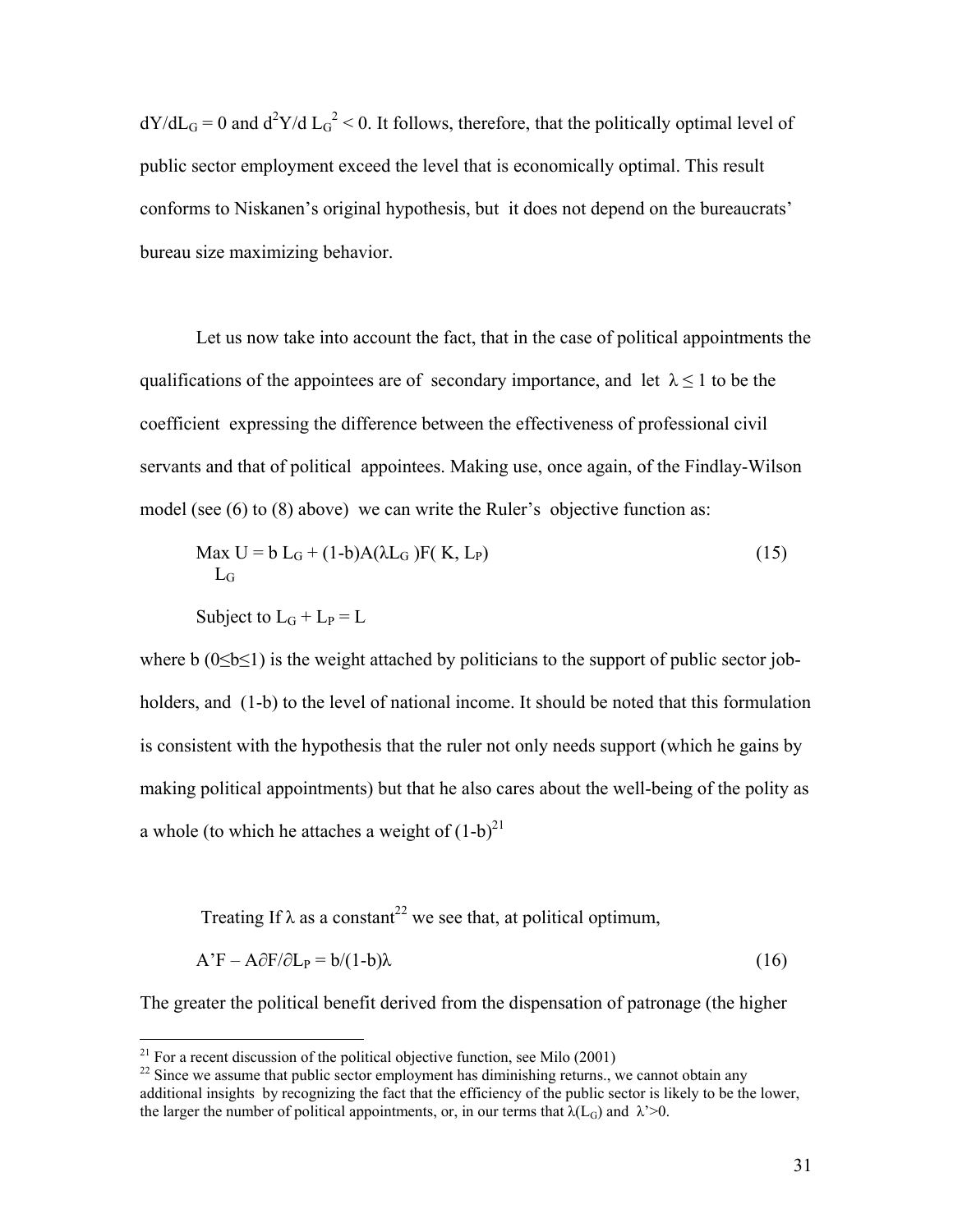$dY/dL_G = 0$ and $d^2Y/d L_G^2 < 0$. It follows, therefore, that the politically optimal level of public sector employment exceed the level that is economically optimal. This result conforms to Niskanen's original hypothesis, but it does not depend on the bureaucrats' bureau size maximizing behavior.

Let us now take into account the fact, that in the case of political appointments the qualifications of the appointees are of secondary importance, and let $\lambda \leq 1$ to be the coefficient expressing the difference between the effectiveness of professional civil servants and that of political appointees. Making use, once again, of the Findlay-Wilson model (see (6) to (8) above) we can write the Ruler's objective function as:

$$\max_{L_G} U = b\, L_G + (1\text{-}b)A(\lambda L_G)F(K, L_P) \tag{15}$$

Subject to $L_G + L_P = L$

where b ($0 \leq b \leq 1$) is the weight attached by politicians to the support of public sector job-holders, and (1-b) to the level of national income. It should be noted that this formulation is consistent with the hypothesis that the ruler not only needs support (which he gains by making political appointments) but that he also cares about the well-being of the polity as a whole (to which he attaches a weight of (1-b)[21]

Treating If $\lambda$ as a constant[22] we see that, at political optimum,

$$A'F - A\partial F/\partial L_P = b/(1\text{-}b)\lambda \tag{16}$$

The greater the political benefit derived from the dispensation of patronage (the higher

---

[21] For a recent discussion of the political objective function, see Milo (2001)

[22] Since we assume that public sector employment has diminishing returns., we cannot obtain any additional insights by recognizing the fact that the efficiency of the public sector is likely to be the lower, the larger the number of political appointments, or, in our terms that $\lambda(L_G)$ and $\lambda' > 0$.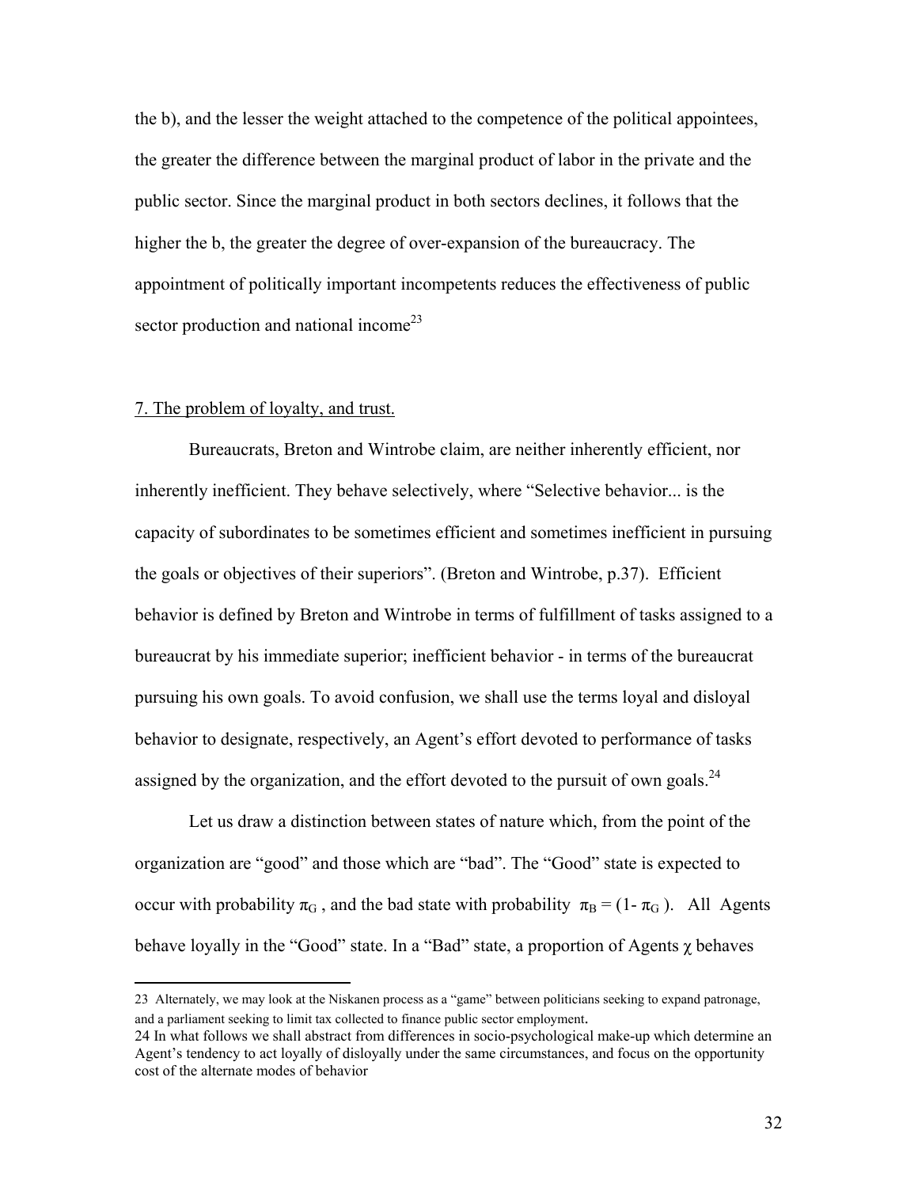the b), and the lesser the weight attached to the competence of the political appointees, the greater the difference between the marginal product of labor in the private and the public sector. Since the marginal product in both sectors declines, it follows that the higher the b, the greater the degree of over-expansion of the bureaucracy. The appointment of politically important incompetents reduces the effectiveness of public sector production and national income[23]

## 7. The problem of loyalty, and trust.

Bureaucrats, Breton and Wintrobe claim, are neither inherently efficient, nor inherently inefficient. They behave selectively, where "Selective behavior... is the capacity of subordinates to be sometimes efficient and sometimes inefficient in pursuing the goals or objectives of their superiors". (Breton and Wintrobe, p.37). Efficient behavior is defined by Breton and Wintrobe in terms of fulfillment of tasks assigned to a bureaucrat by his immediate superior; inefficient behavior - in terms of the bureaucrat pursuing his own goals. To avoid confusion, we shall use the terms loyal and disloyal behavior to designate, respectively, an Agent's effort devoted to performance of tasks assigned by the organization, and the effort devoted to the pursuit of own goals.[24]

Let us draw a distinction between states of nature which, from the point of the organization are "good" and those which are "bad". The "Good" state is expected to occur with probability $\pi_G$ , and the bad state with probability $\pi_B = (1- \pi_G )$. All Agents behave loyally in the "Good" state. In a "Bad" state, a proportion of Agents $\chi$ behaves

---

23 Alternately, we may look at the Niskanen process as a "game" between politicians seeking to expand patronage, and a parliament seeking to limit tax collected to finance public sector employment.

24 In what follows we shall abstract from differences in socio-psychological make-up which determine an Agent's tendency to act loyally of disloyally under the same circumstances, and focus on the opportunity cost of the alternate modes of behavior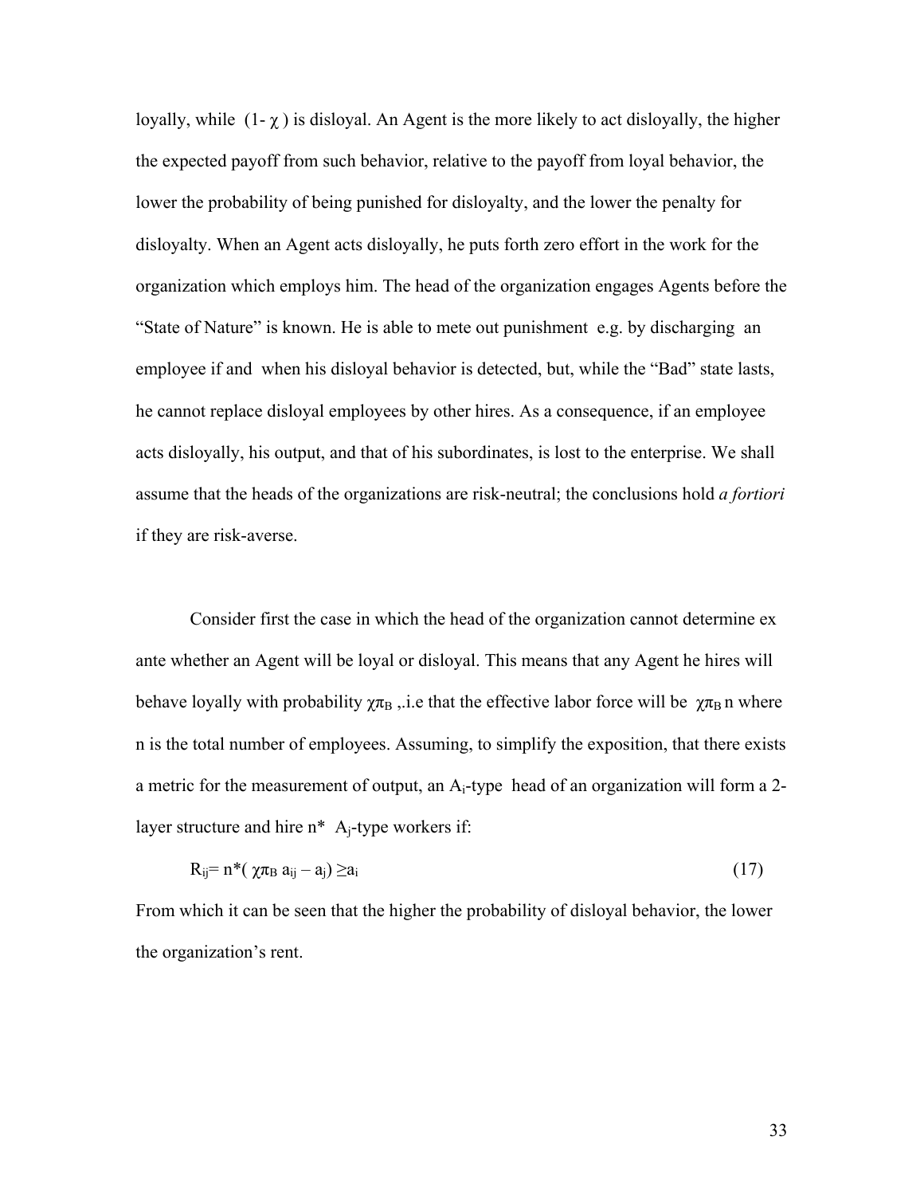loyally, while $(1-\chi)$ is disloyal. An Agent is the more likely to act disloyally, the higher the expected payoff from such behavior, relative to the payoff from loyal behavior, the lower the probability of being punished for disloyalty, and the lower the penalty for disloyalty. When an Agent acts disloyally, he puts forth zero effort in the work for the organization which employs him. The head of the organization engages Agents before the "State of Nature" is known. He is able to mete out punishment e.g. by discharging an employee if and when his disloyal behavior is detected, but, while the "Bad" state lasts, he cannot replace disloyal employees by other hires. As a consequence, if an employee acts disloyally, his output, and that of his subordinates, is lost to the enterprise. We shall assume that the heads of the organizations are risk-neutral; the conclusions hold *a fortiori* if they are risk-averse.

Consider first the case in which the head of the organization cannot determine ex ante whether an Agent will be loyal or disloyal. This means that any Agent he hires will behave loyally with probability $\chi\pi_B$ ,.i.e that the effective labor force will be $\chi\pi_B n$ where n is the total number of employees. Assuming, to simplify the exposition, that there exists a metric for the measurement of output, an $A_i$-type head of an organization will form a 2-layer structure and hire n* $A_j$-type workers if:

$$R_{ij} = n^*(\chi\pi_B a_{ij} - a_j) \geq a_i \tag{17}$$

From which it can be seen that the higher the probability of disloyal behavior, the lower the organization's rent.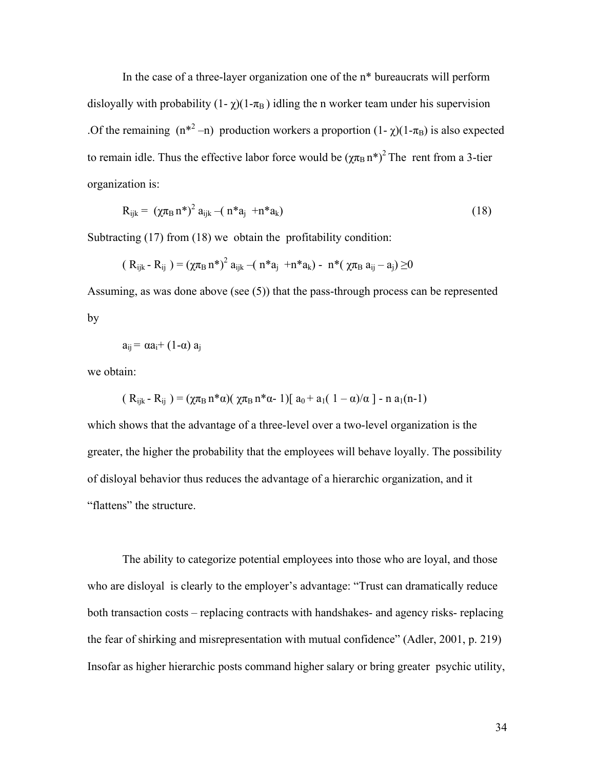In the case of a three-layer organization one of the n* bureaucrats will perform disloyally with probability $(1-\chi)(1-\pi_B)$ idling the n worker team under his supervision .Of the remaining $(n^{*2} - n)$ production workers a proportion $(1-\chi)(1-\pi_B)$ is also expected to remain idle. Thus the effective labor force would be $(\chi\pi_B n^*)^2$ The rent from a 3-tier organization is:

$$R_{ijk} = (\chi\pi_B n^*)^2 a_{ijk} - (n^* a_j + n^* a_k) \tag{18}$$

Subtracting (17) from (18) we obtain the profitability condition:

$$(R_{ijk} - R_{ij}) = (\chi\pi_B n^*)^2 a_{ijk} - (n^* a_j + n^* a_k) - n^*(\chi\pi_B a_{ij} - a_j) \geq 0$$

Assuming, as was done above (see (5)) that the pass-through process can be represented by

$$a_{ij} = \alpha a_i + (1-\alpha) a_j$$

we obtain:

$$(R_{ijk} - R_{ij}) = (\chi\pi_B n^* \alpha)(\chi\pi_B n^* \alpha - 1)[a_0 + a_1(1-\alpha)/\alpha] - n\, a_1(n-1)$$

which shows that the advantage of a three-level over a two-level organization is the greater, the higher the probability that the employees will behave loyally. The possibility of disloyal behavior thus reduces the advantage of a hierarchic organization, and it "flattens" the structure.

The ability to categorize potential employees into those who are loyal, and those who are disloyal is clearly to the employer's advantage: "Trust can dramatically reduce both transaction costs – replacing contracts with handshakes- and agency risks- replacing the fear of shirking and misrepresentation with mutual confidence" (Adler, 2001, p. 219) Insofar as higher hierarchic posts command higher salary or bring greater psychic utility,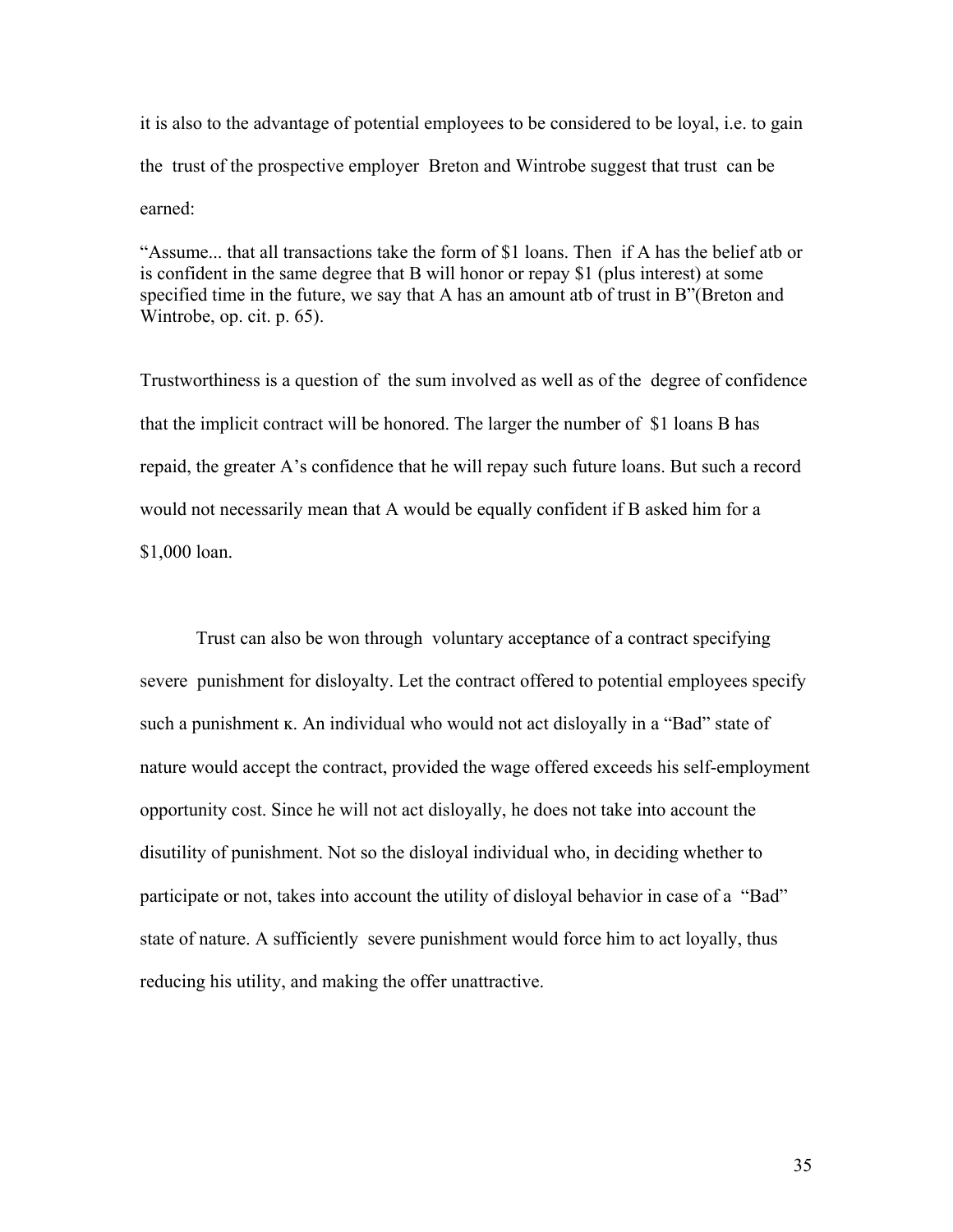it is also to the advantage of potential employees to be considered to be loyal, i.e. to gain the trust of the prospective employer Breton and Wintrobe suggest that trust can be earned:

> "Assume... that all transactions take the form of \$1 loans. Then if A has the belief atb or is confident in the same degree that B will honor or repay \$1 (plus interest) at some specified time in the future, we say that A has an amount atb of trust in B"(Breton and Wintrobe, op. cit. p. 65).

Trustworthiness is a question of the sum involved as well as of the degree of confidence that the implicit contract will be honored. The larger the number of \$1 loans B has repaid, the greater A's confidence that he will repay such future loans. But such a record would not necessarily mean that A would be equally confident if B asked him for a \$1,000 loan.

Trust can also be won through voluntary acceptance of a contract specifying severe punishment for disloyalty. Let the contract offered to potential employees specify such a punishment $\kappa$. An individual who would not act disloyally in a "Bad" state of nature would accept the contract, provided the wage offered exceeds his self-employment opportunity cost. Since he will not act disloyally, he does not take into account the disutility of punishment. Not so the disloyal individual who, in deciding whether to participate or not, takes into account the utility of disloyal behavior in case of a "Bad" state of nature. A sufficiently severe punishment would force him to act loyally, thus reducing his utility, and making the offer unattractive.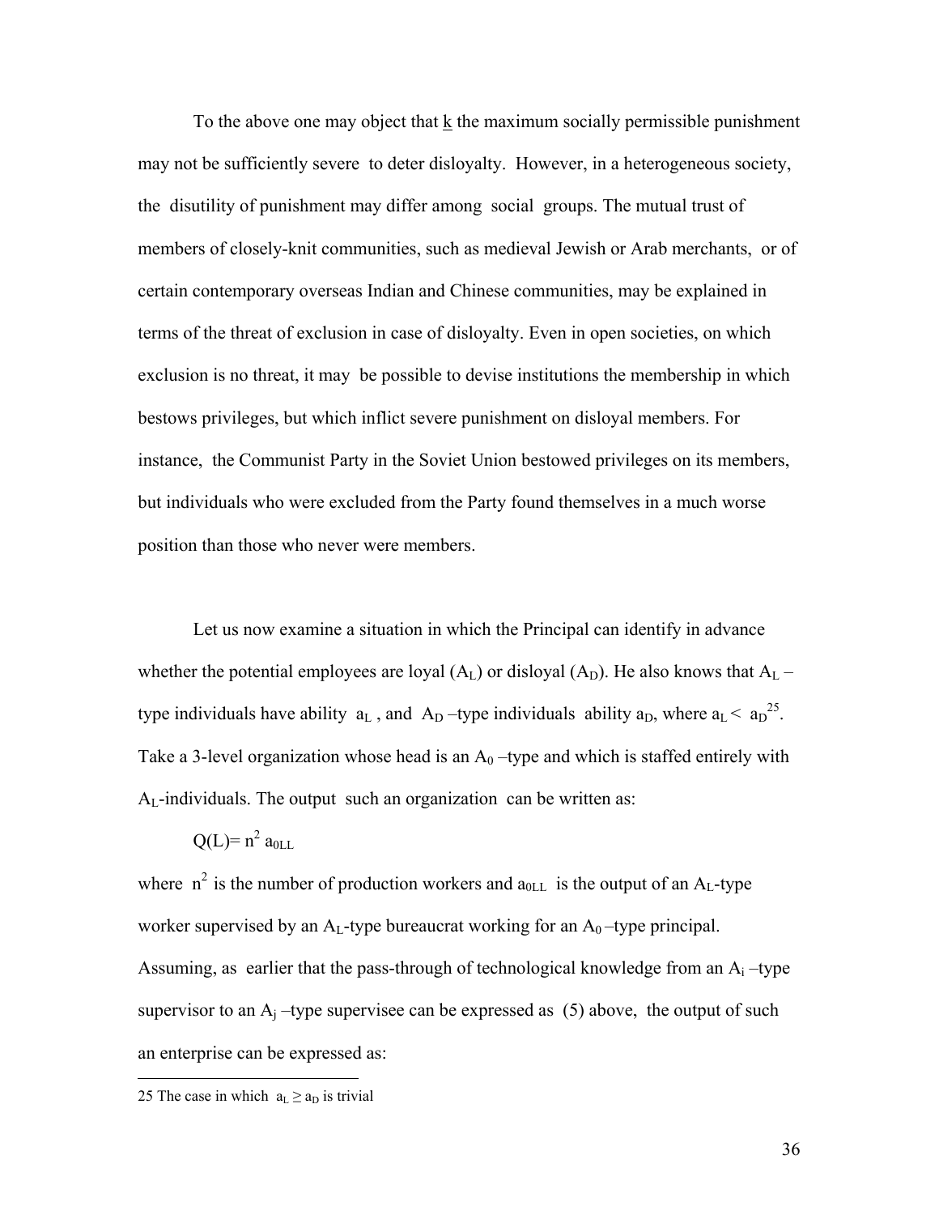To the above one may object that $\underline{k}$ the maximum socially permissible punishment may not be sufficiently severe to deter disloyalty. However, in a heterogeneous society, the disutility of punishment may differ among social groups. The mutual trust of members of closely-knit communities, such as medieval Jewish or Arab merchants, or of certain contemporary overseas Indian and Chinese communities, may be explained in terms of the threat of exclusion in case of disloyalty. Even in open societies, on which exclusion is no threat, it may be possible to devise institutions the membership in which bestows privileges, but which inflict severe punishment on disloyal members. For instance, the Communist Party in the Soviet Union bestowed privileges on its members, but individuals who were excluded from the Party found themselves in a much worse position than those who never were members.

Let us now examine a situation in which the Principal can identify in advance whether the potential employees are loyal ($A_L$) or disloyal ($A_D$). He also knows that $A_L$ –type individuals have ability $a_L$, and $A_D$ –type individuals ability $a_D$, where $a_L < a_D$[25]. Take a 3-level organization whose head is an $A_0$ –type and which is staffed entirely with $A_L$-individuals. The output such an organization can be written as:

$$Q(L)= n^2 a_{0LL}$$

where $n^2$ is the number of production workers and $a_{0LL}$ is the output of an $A_L$-type worker supervised by an $A_L$-type bureaucrat working for an $A_0$ –type principal. Assuming, as earlier that the pass-through of technological knowledge from an $A_i$ –type supervisor to an $A_j$ –type supervisee can be expressed as (5) above, the output of such an enterprise can be expressed as:

---

25 The case in which $a_L \geq a_D$ is trivial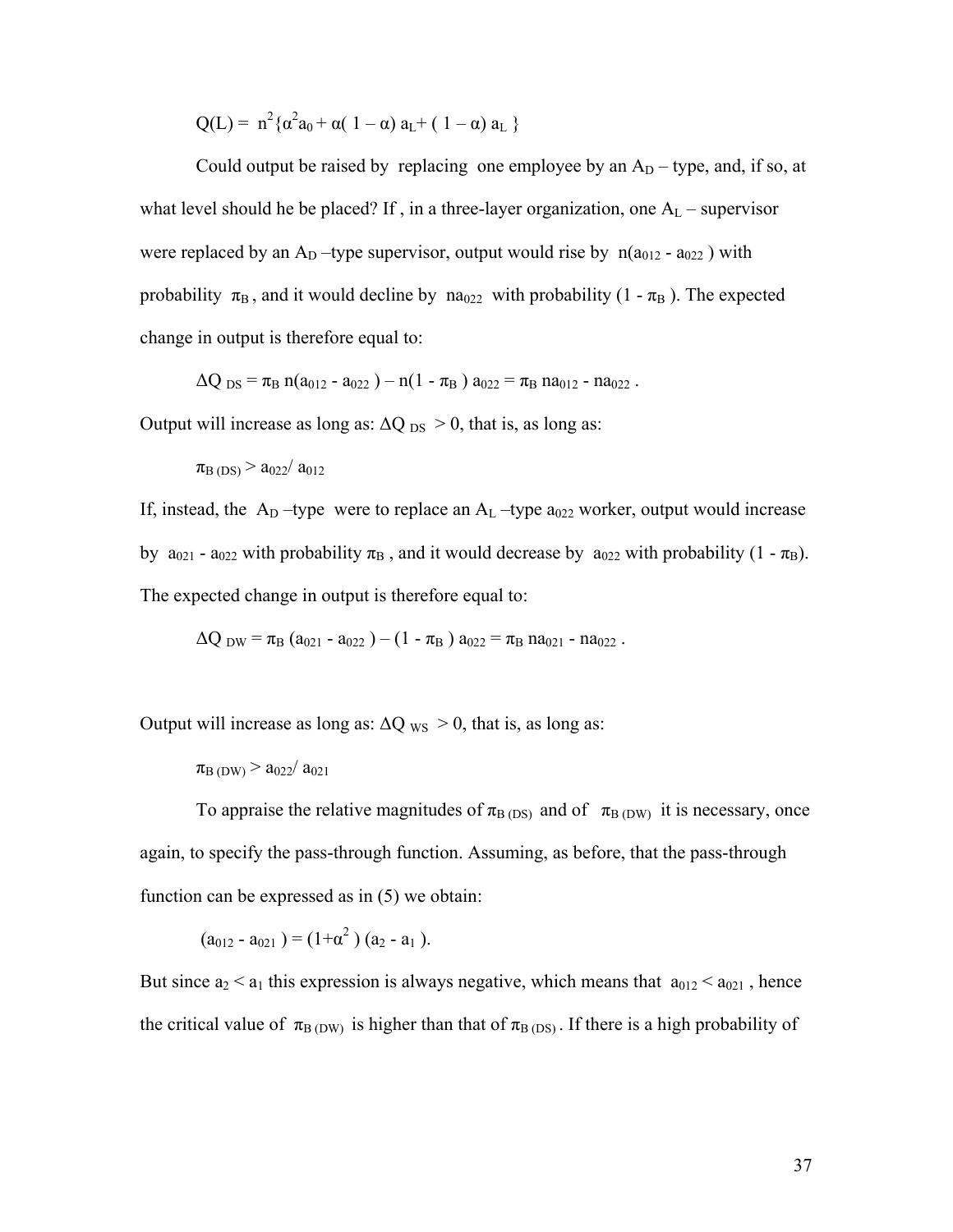$$Q(L) = n^2\{\alpha^2 a_0 + \alpha( 1 - \alpha)\, a_L + ( 1 - \alpha)\, a_L \}$$

Could output be raised by replacing one employee by an $A_D$ – type, and, if so, at what level should he be placed? If , in a three-layer organization, one $A_L$ – supervisor were replaced by an $A_D$ –type supervisor, output would rise by $n(a_{012} - a_{022})$ with probability $\pi_B$ , and it would decline by $na_{022}$ with probability $(1 - \pi_B)$. The expected change in output is therefore equal to:

$$\Delta Q_{DS} = \pi_B\, n(a_{012} - a_{022}) - n(1 - \pi_B)\, a_{022} = \pi_B\, na_{012} - na_{022} .$$

Output will increase as long as: $\Delta Q_{DS} > 0$, that is, as long as:

$$\pi_{B\,(DS)} > a_{022}/\, a_{012}$$

If, instead, the $A_D$ –type were to replace an $A_L$ –type $a_{022}$ worker, output would increase by $a_{021} - a_{022}$ with probability $\pi_B$ , and it would decrease by $a_{022}$ with probability $(1 - \pi_B)$. The expected change in output is therefore equal to:

$$\Delta Q_{DW} = \pi_B\, (a_{021} - a_{022}) - (1 - \pi_B)\, a_{022} = \pi_B\, na_{021} - na_{022} .$$

Output will increase as long as: $\Delta Q_{WS} > 0$, that is, as long as:

$$\pi_{B\,(DW)} > a_{022}/\, a_{021}$$

To appraise the relative magnitudes of $\pi_{B\,(DS)}$ and of $\pi_{B\,(DW)}$ it is necessary, once again, to specify the pass-through function. Assuming, as before, that the pass-through function can be expressed as in (5) we obtain:

$$(a_{012} - a_{021}) = (1+\alpha^2)\,(a_2 - a_1).$$

But since $a_2 < a_1$ this expression is always negative, which means that $a_{012} < a_{021}$ , hence the critical value of $\pi_{B\,(DW)}$ is higher than that of $\pi_{B\,(DS)}$ . If there is a high probability of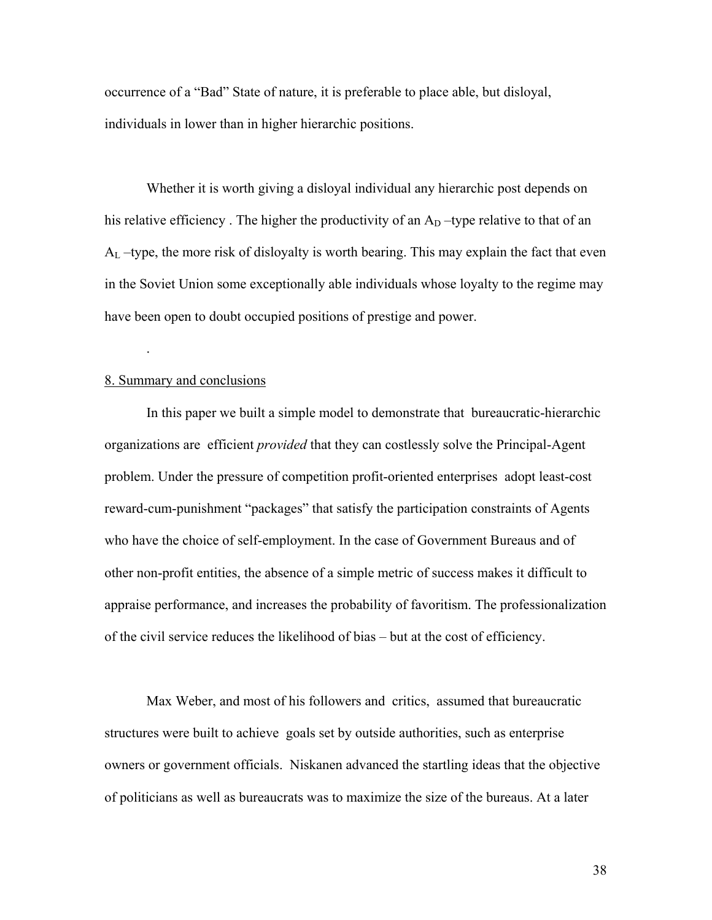occurrence of a “Bad” State of nature, it is preferable to place able, but disloyal, individuals in lower than in higher hierarchic positions.

Whether it is worth giving a disloyal individual any hierarchic post depends on his relative efficiency . The higher the productivity of an $A_D$ –type relative to that of an $A_L$ –type, the more risk of disloyalty is worth bearing. This may explain the fact that even in the Soviet Union some exceptionally able individuals whose loyalty to the regime may have been open to doubt occupied positions of prestige and power.

.

## 8. Summary and conclusions

In this paper we built a simple model to demonstrate that bureaucratic-hierarchic organizations are efficient *provided* that they can costlessly solve the Principal-Agent problem. Under the pressure of competition profit-oriented enterprises adopt least-cost reward-cum-punishment “packages” that satisfy the participation constraints of Agents who have the choice of self-employment. In the case of Government Bureaus and of other non-profit entities, the absence of a simple metric of success makes it difficult to appraise performance, and increases the probability of favoritism. The professionalization of the civil service reduces the likelihood of bias – but at the cost of efficiency.

Max Weber, and most of his followers and critics, assumed that bureaucratic structures were built to achieve goals set by outside authorities, such as enterprise owners or government officials. Niskanen advanced the startling ideas that the objective of politicians as well as bureaucrats was to maximize the size of the bureaus. At a later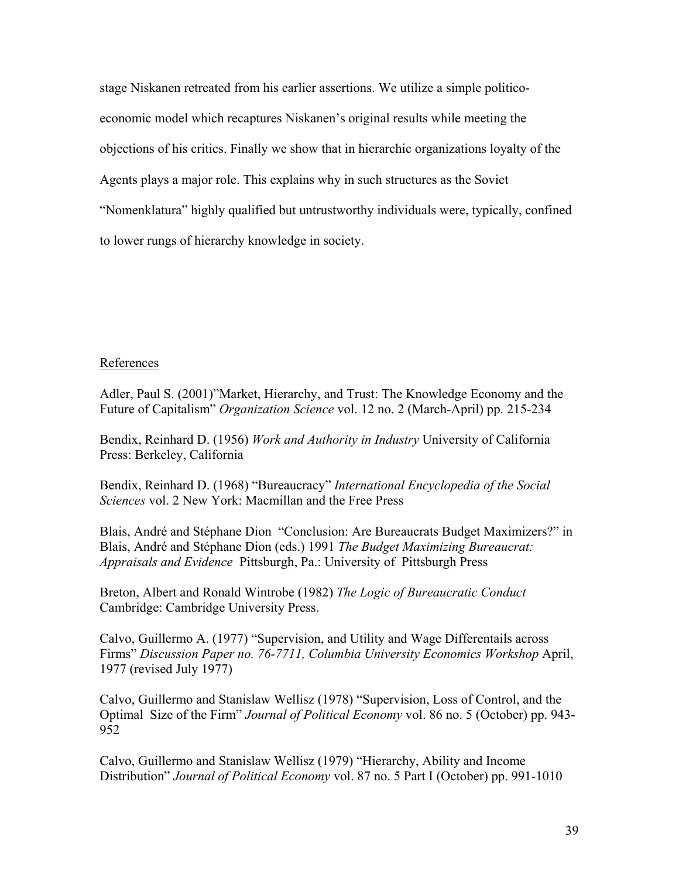stage Niskanen retreated from his earlier assertions. We utilize a simple politico-economic model which recaptures Niskanen's original results while meeting the objections of his critics. Finally we show that in hierarchic organizations loyalty of the Agents plays a major role. This explains why in such structures as the Soviet "Nomenklatura" highly qualified but untrustworthy individuals were, typically, confined to lower rungs of hierarchy knowledge in society.

## References

Adler, Paul S. (2001)"Market, Hierarchy, and Trust: The Knowledge Economy and the Future of Capitalism" *Organization Science* vol. 12 no. 2 (March-April) pp. 215-234

Bendix, Reinhard D. (1956) *Work and Authority in Industry* University of California Press: Berkeley, California

Bendix, Reinhard D. (1968) "Bureaucracy" *International Encyclopedia of the Social Sciences* vol. 2 New York: Macmillan and the Free Press

Blais, André and Stéphane Dion "Conclusion: Are Bureaucrats Budget Maximizers?" in Blais, André and Stéphane Dion (eds.) 1991 *The Budget Maximizing Bureaucrat: Appraisals and Evidence* Pittsburgh, Pa.: University of Pittsburgh Press

Breton, Albert and Ronald Wintrobe (1982) *The Logic of Bureaucratic Conduct* Cambridge: Cambridge University Press.

Calvo, Guillermo A. (1977) "Supervision, and Utility and Wage Differentails across Firms" *Discussion Paper no. 76-7711, Columbia University Economics Workshop* April, 1977 (revised July 1977)

Calvo, Guillermo and Stanislaw Wellisz (1978) "Supervision, Loss of Control, and the Optimal Size of the Firm" *Journal of Political Economy* vol. 86 no. 5 (October) pp. 943-952

Calvo, Guillermo and Stanislaw Wellisz (1979) "Hierarchy, Ability and Income Distribution" *Journal of Political Economy* vol. 87 no. 5 Part I (October) pp. 991-1010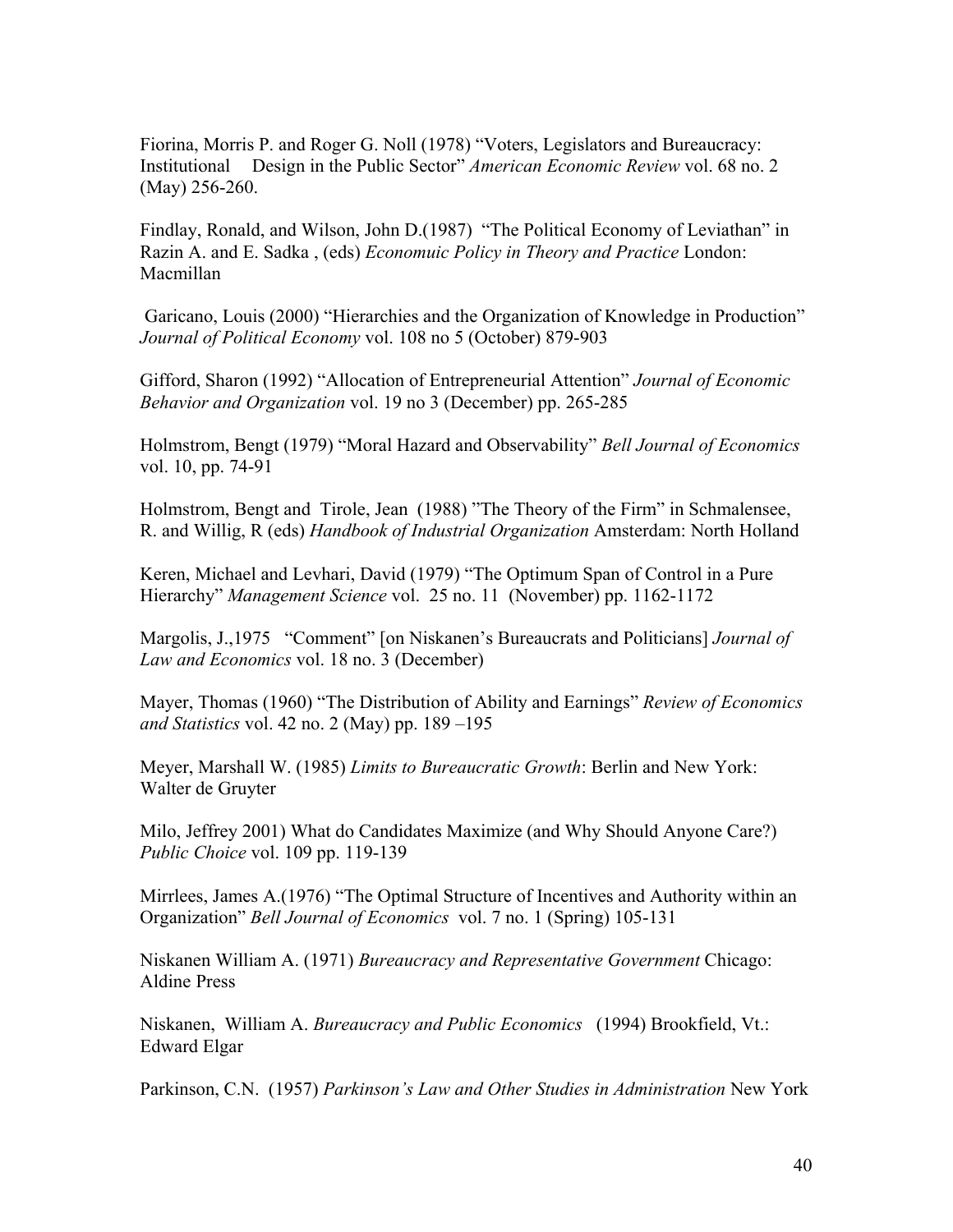Fiorina, Morris P. and Roger G. Noll (1978) "Voters, Legislators and Bureaucracy: Institutional Design in the Public Sector" *American Economic Review* vol. 68 no. 2 (May) 256-260.

Findlay, Ronald, and Wilson, John D.(1987) "The Political Economy of Leviathan" in Razin A. and E. Sadka , (eds) *Economuic Policy in Theory and Practice* London: Macmillan

Garicano, Louis (2000) "Hierarchies and the Organization of Knowledge in Production" *Journal of Political Economy* vol. 108 no 5 (October) 879-903

Gifford, Sharon (1992) "Allocation of Entrepreneurial Attention" *Journal of Economic Behavior and Organization* vol. 19 no 3 (December) pp. 265-285

Holmstrom, Bengt (1979) "Moral Hazard and Observability" *Bell Journal of Economics* vol. 10, pp. 74-91

Holmstrom, Bengt and Tirole, Jean (1988) "The Theory of the Firm" in Schmalensee, R. and Willig, R (eds) *Handbook of Industrial Organization* Amsterdam: North Holland

Keren, Michael and Levhari, David (1979) "The Optimum Span of Control in a Pure Hierarchy" *Management Science* vol. 25 no. 11 (November) pp. 1162-1172

Margolis, J.,1975 "Comment" [on Niskanen's Bureaucrats and Politicians] *Journal of Law and Economics* vol. 18 no. 3 (December)

Mayer, Thomas (1960) "The Distribution of Ability and Earnings" *Review of Economics and Statistics* vol. 42 no. 2 (May) pp. 189 –195

Meyer, Marshall W. (1985) *Limits to Bureaucratic Growth*: Berlin and New York: Walter de Gruyter

Milo, Jeffrey 2001) What do Candidates Maximize (and Why Should Anyone Care?) *Public Choice* vol. 109 pp. 119-139

Mirrlees, James A.(1976) "The Optimal Structure of Incentives and Authority within an Organization" *Bell Journal of Economics* vol. 7 no. 1 (Spring) 105-131

Niskanen William A. (1971) *Bureaucracy and Representative Government* Chicago: Aldine Press

Niskanen, William A. *Bureaucracy and Public Economics* (1994) Brookfield, Vt.: Edward Elgar

Parkinson, C.N. (1957) *Parkinson's Law and Other Studies in Administration* New York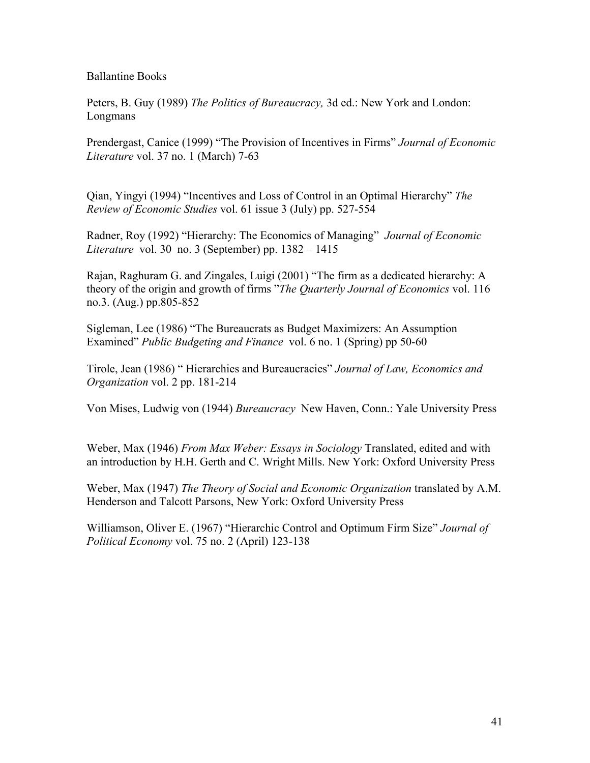Ballantine Books

Peters, B. Guy (1989) *The Politics of Bureaucracy,* 3d ed.: New York and London: Longmans

Prendergast, Canice (1999) "The Provision of Incentives in Firms" *Journal of Economic Literature* vol. 37 no. 1 (March) 7-63

Qian, Yingyi (1994) "Incentives and Loss of Control in an Optimal Hierarchy" *The Review of Economic Studies* vol. 61 issue 3 (July) pp. 527-554

Radner, Roy (1992) "Hierarchy: The Economics of Managing" *Journal of Economic Literature* vol. 30 no. 3 (September) pp. 1382 – 1415

Rajan, Raghuram G. and Zingales, Luigi (2001) "The firm as a dedicated hierarchy: A theory of the origin and growth of firms "*The Quarterly Journal of Economics* vol. 116 no.3. (Aug.) pp.805-852

Sigleman, Lee (1986) "The Bureaucrats as Budget Maximizers: An Assumption Examined" *Public Budgeting and Finance* vol. 6 no. 1 (Spring) pp 50-60

Tirole, Jean (1986) " Hierarchies and Bureaucracies" *Journal of Law, Economics and Organization* vol. 2 pp. 181-214

Von Mises, Ludwig von (1944) *Bureaucracy* New Haven, Conn.: Yale University Press

Weber, Max (1946) *From Max Weber: Essays in Sociology* Translated, edited and with an introduction by H.H. Gerth and C. Wright Mills. New York: Oxford University Press

Weber, Max (1947) *The Theory of Social and Economic Organization* translated by A.M. Henderson and Talcott Parsons, New York: Oxford University Press

Williamson, Oliver E. (1967) "Hierarchic Control and Optimum Firm Size" *Journal of Political Economy* vol. 75 no. 2 (April) 123-138